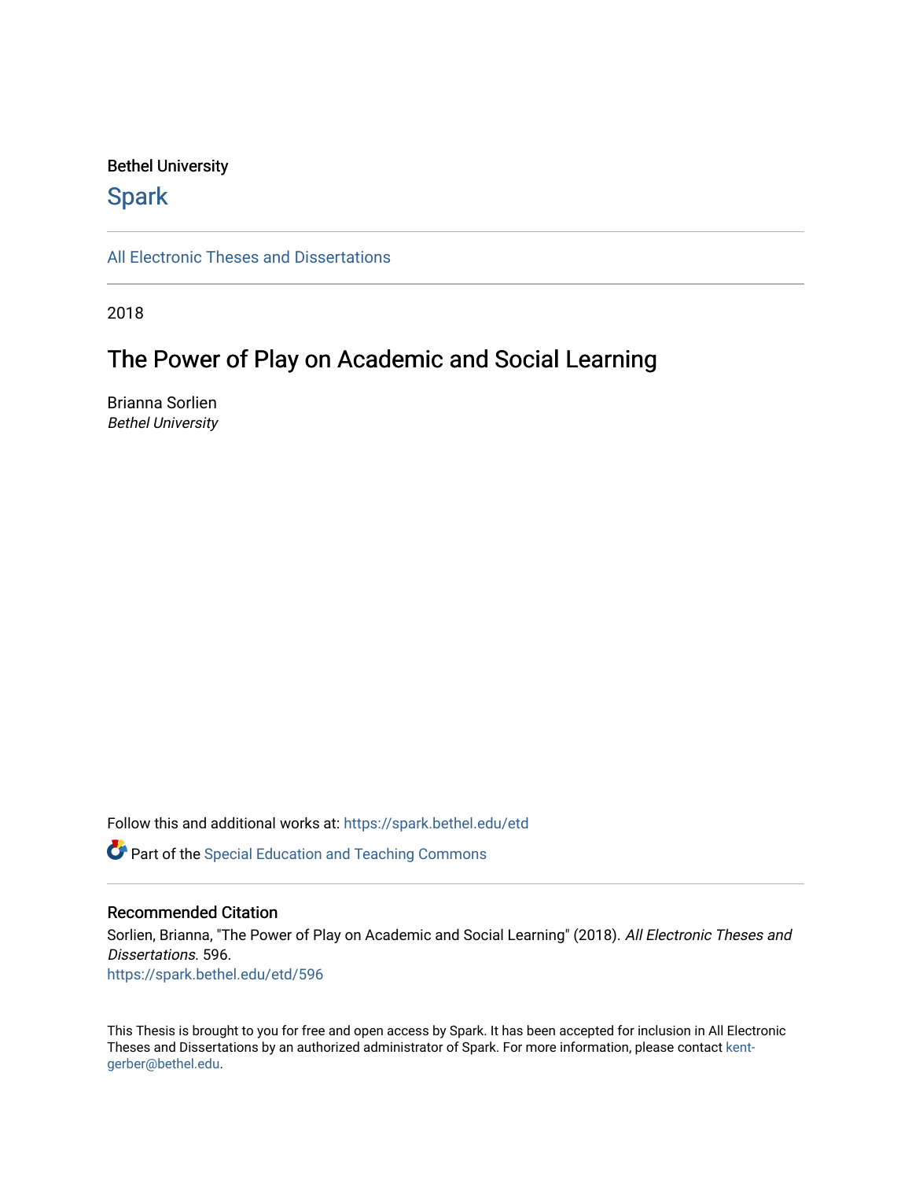Bethel University

# Spark

All Electronic Theses and Dissertations

2018

## The Power of Play on Academic and Social Learning

Brianna Sorlien
*Bethel University*

Follow this and additional works at: https://spark.bethel.edu/etd

Part of the Special Education and Teaching Commons

### Recommended Citation

Sorlien, Brianna, "The Power of Play on Academic and Social Learning" (2018). *All Electronic Theses and Dissertations*. 596.
https://spark.bethel.edu/etd/596

This Thesis is brought to you for free and open access by Spark. It has been accepted for inclusion in All Electronic Theses and Dissertations by an authorized administrator of Spark. For more information, please contact kent-gerber@bethel.edu.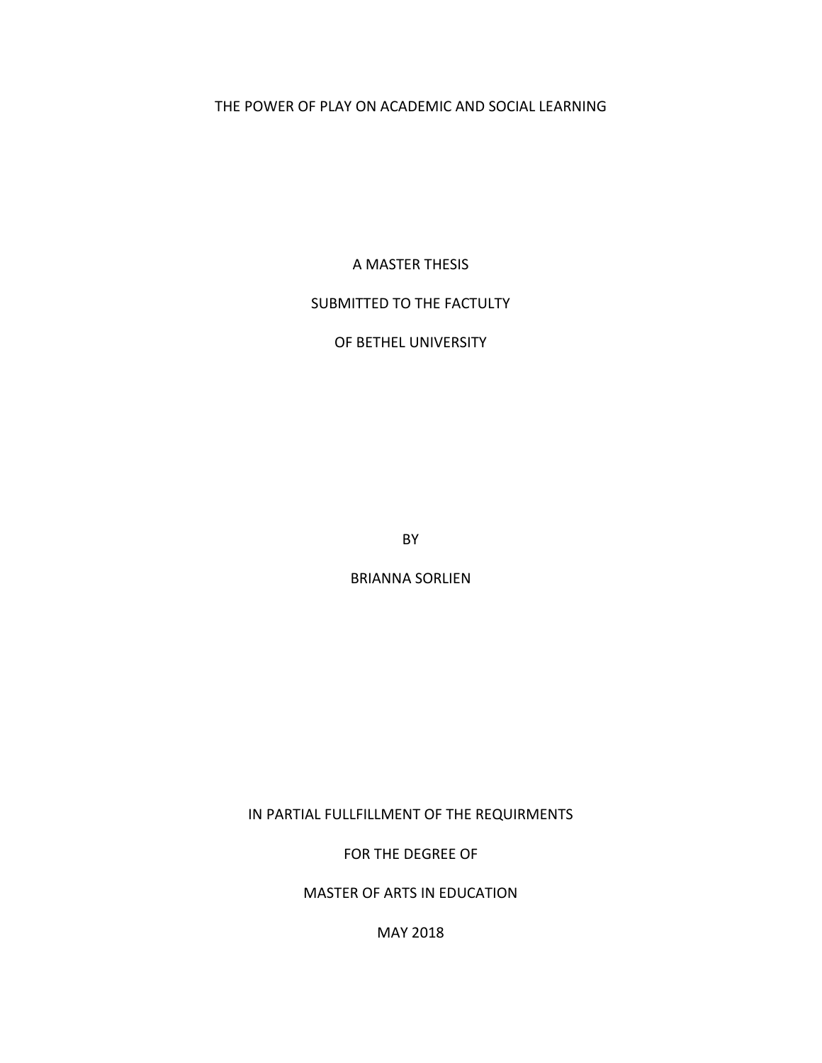THE POWER OF PLAY ON ACADEMIC AND SOCIAL LEARNING

A MASTER THESIS

SUBMITTED TO THE FACTULTY

OF BETHEL UNIVERSITY

BY

BRIANNA SORLIEN

IN PARTIAL FULLFILLMENT OF THE REQUIRMENTS

FOR THE DEGREE OF

MASTER OF ARTS IN EDUCATION

MAY 2018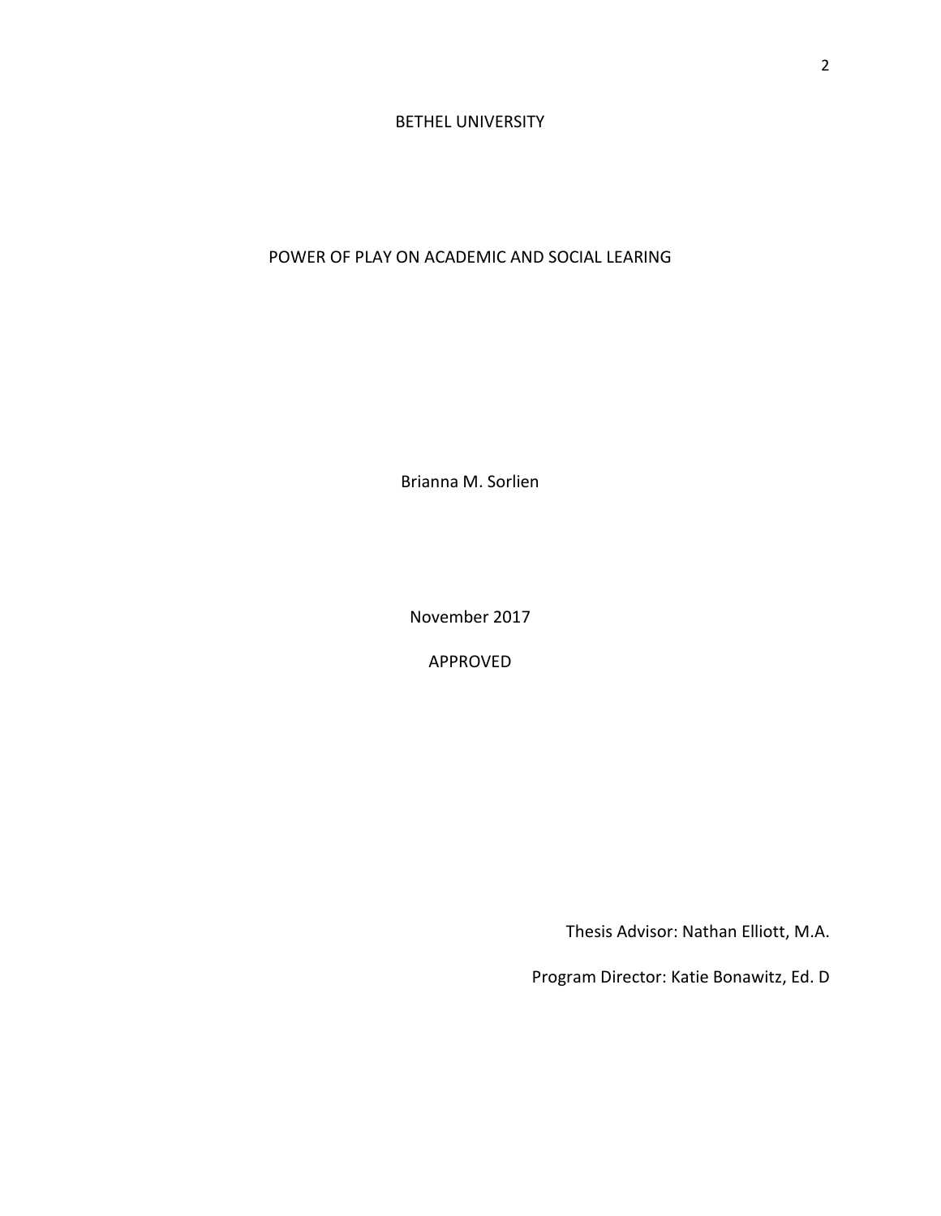BETHEL UNIVERSITY

POWER OF PLAY ON ACADEMIC AND SOCIAL LEARING

Brianna M. Sorlien

November 2017

APPROVED

Thesis Advisor: Nathan Elliott, M.A.

Program Director: Katie Bonawitz, Ed. D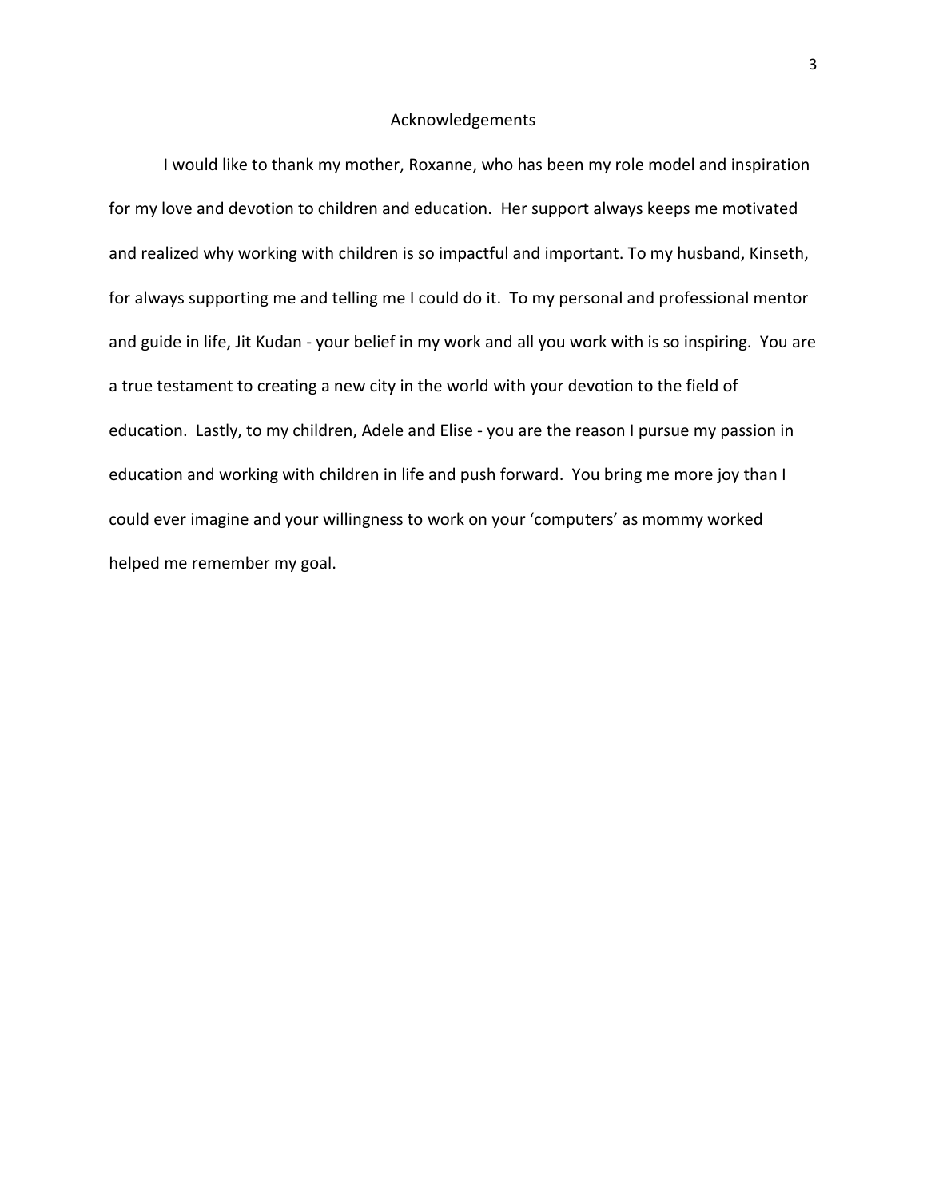# Acknowledgements

I would like to thank my mother, Roxanne, who has been my role model and inspiration for my love and devotion to children and education. Her support always keeps me motivated and realized why working with children is so impactful and important. To my husband, Kinseth, for always supporting me and telling me I could do it. To my personal and professional mentor and guide in life, Jit Kudan - your belief in my work and all you work with is so inspiring. You are a true testament to creating a new city in the world with your devotion to the field of education. Lastly, to my children, Adele and Elise - you are the reason I pursue my passion in education and working with children in life and push forward. You bring me more joy than I could ever imagine and your willingness to work on your 'computers' as mommy worked helped me remember my goal.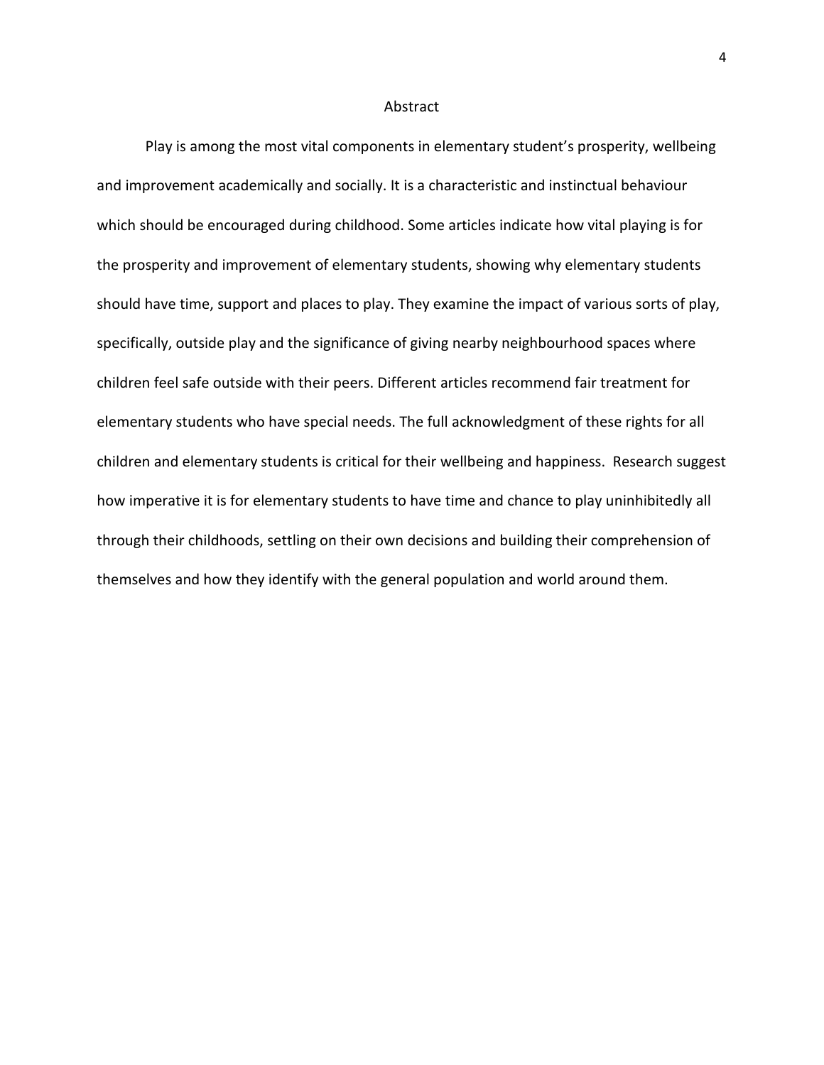# Abstract

Play is among the most vital components in elementary student's prosperity, wellbeing and improvement academically and socially. It is a characteristic and instinctual behaviour which should be encouraged during childhood. Some articles indicate how vital playing is for the prosperity and improvement of elementary students, showing why elementary students should have time, support and places to play. They examine the impact of various sorts of play, specifically, outside play and the significance of giving nearby neighbourhood spaces where children feel safe outside with their peers. Different articles recommend fair treatment for elementary students who have special needs. The full acknowledgment of these rights for all children and elementary students is critical for their wellbeing and happiness. Research suggest how imperative it is for elementary students to have time and chance to play uninhibitedly all through their childhoods, settling on their own decisions and building their comprehension of themselves and how they identify with the general population and world around them.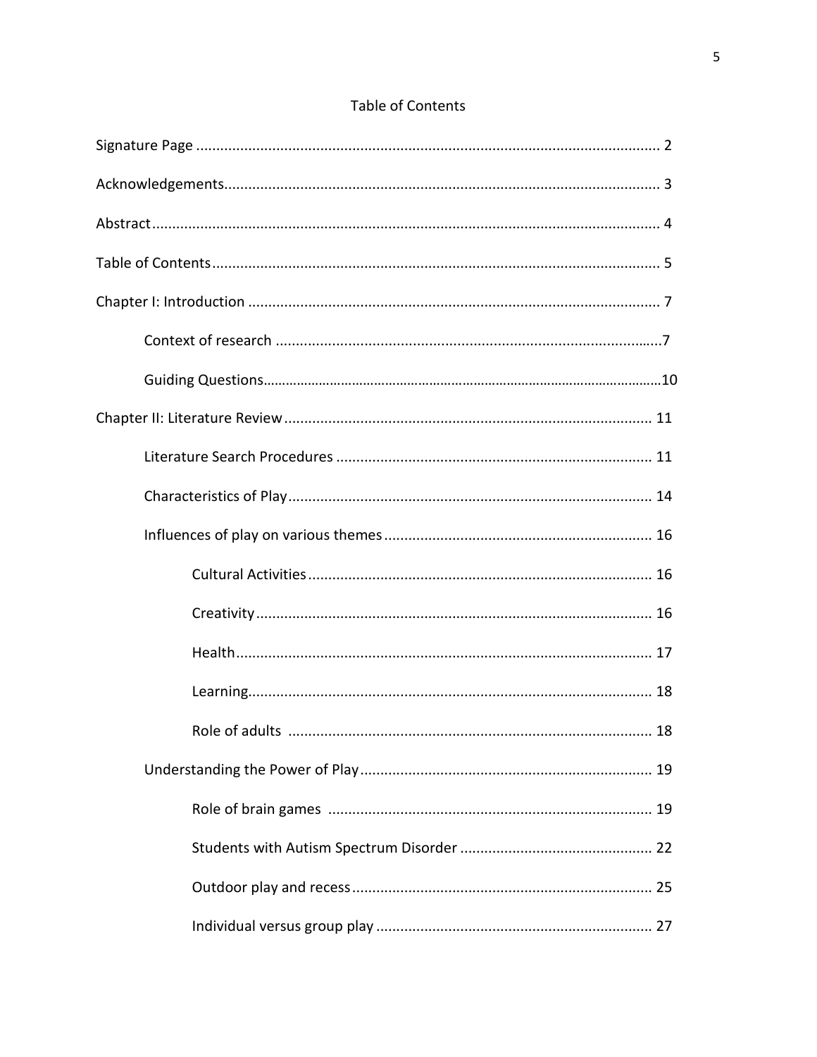# Table of Contents

Signature Page ........................................................................................................... 2

Acknowledgements..................................................................................................... 3

Abstract ...................................................................................................................... 4

Table of Contents ....................................................................................................... 5

Chapter I: Introduction .............................................................................................. 7

Context of research .................................................................................................7

Guiding Questions....................................................................................................10

Chapter II: Literature Review ................................................................................... 11

Literature Search Procedures ................................................................................ 11

Characteristics of Play ............................................................................................ 14

Influences of play on various themes .................................................................... 16

Cultural Activities ...................................................................................... 16

Creativity .................................................................................................... 16

Health ......................................................................................................... 17

Learning...................................................................................................... 18

Role of adults ............................................................................................. 18

Understanding the Power of Play .......................................................................... 19

Role of brain games ................................................................................... 19

Students with Autism Spectrum Disorder .................................................. 22

Outdoor play and recess ............................................................................ 25

Individual versus group play ...................................................................... 27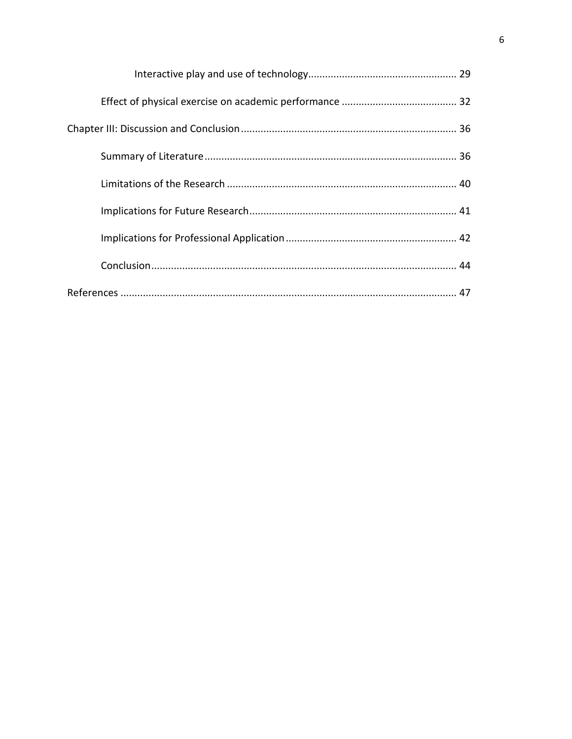Interactive play and use of technology .................................................... 29

Effect of physical exercise on academic performance ......................................... 32

Chapter III: Discussion and Conclusion ............................................................................ 36

Summary of Literature ......................................................................................... 36

Limitations of the Research ................................................................................. 40

Implications for Future Research ......................................................................... 41

Implications for Professional Application ............................................................ 42

Conclusion ............................................................................................................ 44

References ....................................................................................................................... 47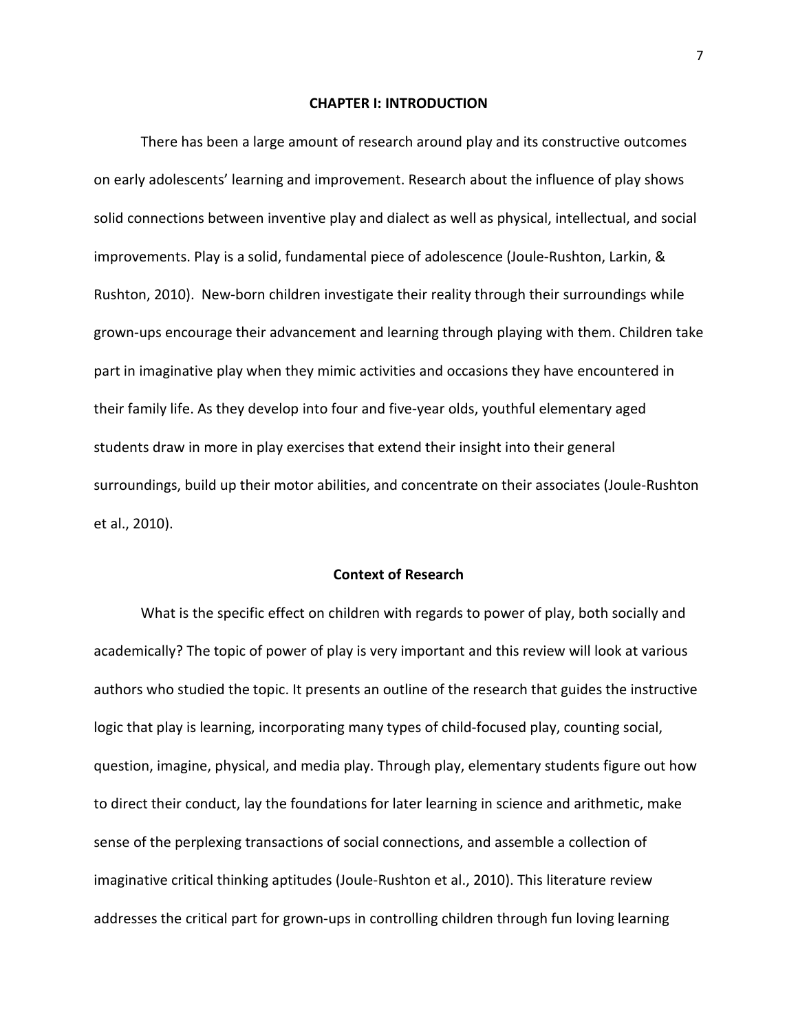# CHAPTER I: INTRODUCTION

There has been a large amount of research around play and its constructive outcomes on early adolescents' learning and improvement. Research about the influence of play shows solid connections between inventive play and dialect as well as physical, intellectual, and social improvements. Play is a solid, fundamental piece of adolescence (Joule-Rushton, Larkin, & Rushton, 2010). New-born children investigate their reality through their surroundings while grown-ups encourage their advancement and learning through playing with them. Children take part in imaginative play when they mimic activities and occasions they have encountered in their family life. As they develop into four and five-year olds, youthful elementary aged students draw in more in play exercises that extend their insight into their general surroundings, build up their motor abilities, and concentrate on their associates (Joule-Rushton et al., 2010).

## Context of Research

What is the specific effect on children with regards to power of play, both socially and academically? The topic of power of play is very important and this review will look at various authors who studied the topic. It presents an outline of the research that guides the instructive logic that play is learning, incorporating many types of child-focused play, counting social, question, imagine, physical, and media play. Through play, elementary students figure out how to direct their conduct, lay the foundations for later learning in science and arithmetic, make sense of the perplexing transactions of social connections, and assemble a collection of imaginative critical thinking aptitudes (Joule-Rushton et al., 2010). This literature review addresses the critical part for grown-ups in controlling children through fun loving learning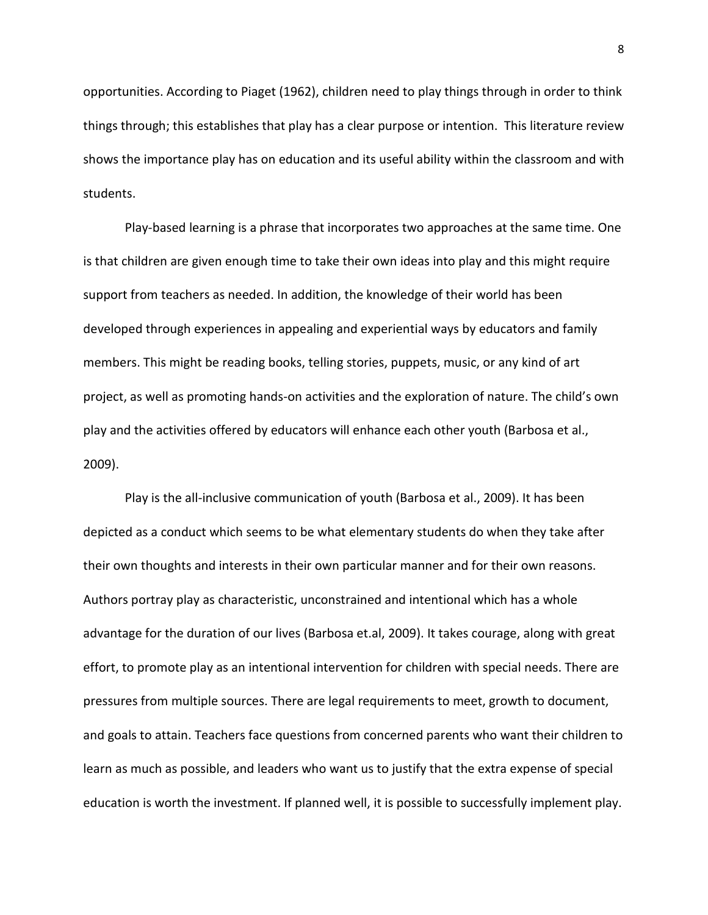opportunities. According to Piaget (1962), children need to play things through in order to think things through; this establishes that play has a clear purpose or intention. This literature review shows the importance play has on education and its useful ability within the classroom and with students.

Play-based learning is a phrase that incorporates two approaches at the same time. One is that children are given enough time to take their own ideas into play and this might require support from teachers as needed. In addition, the knowledge of their world has been developed through experiences in appealing and experiential ways by educators and family members. This might be reading books, telling stories, puppets, music, or any kind of art project, as well as promoting hands-on activities and the exploration of nature. The child's own play and the activities offered by educators will enhance each other youth (Barbosa et al., 2009).

Play is the all-inclusive communication of youth (Barbosa et al., 2009). It has been depicted as a conduct which seems to be what elementary students do when they take after their own thoughts and interests in their own particular manner and for their own reasons. Authors portray play as characteristic, unconstrained and intentional which has a whole advantage for the duration of our lives (Barbosa et.al, 2009). It takes courage, along with great effort, to promote play as an intentional intervention for children with special needs. There are pressures from multiple sources. There are legal requirements to meet, growth to document, and goals to attain. Teachers face questions from concerned parents who want their children to learn as much as possible, and leaders who want us to justify that the extra expense of special education is worth the investment. If planned well, it is possible to successfully implement play.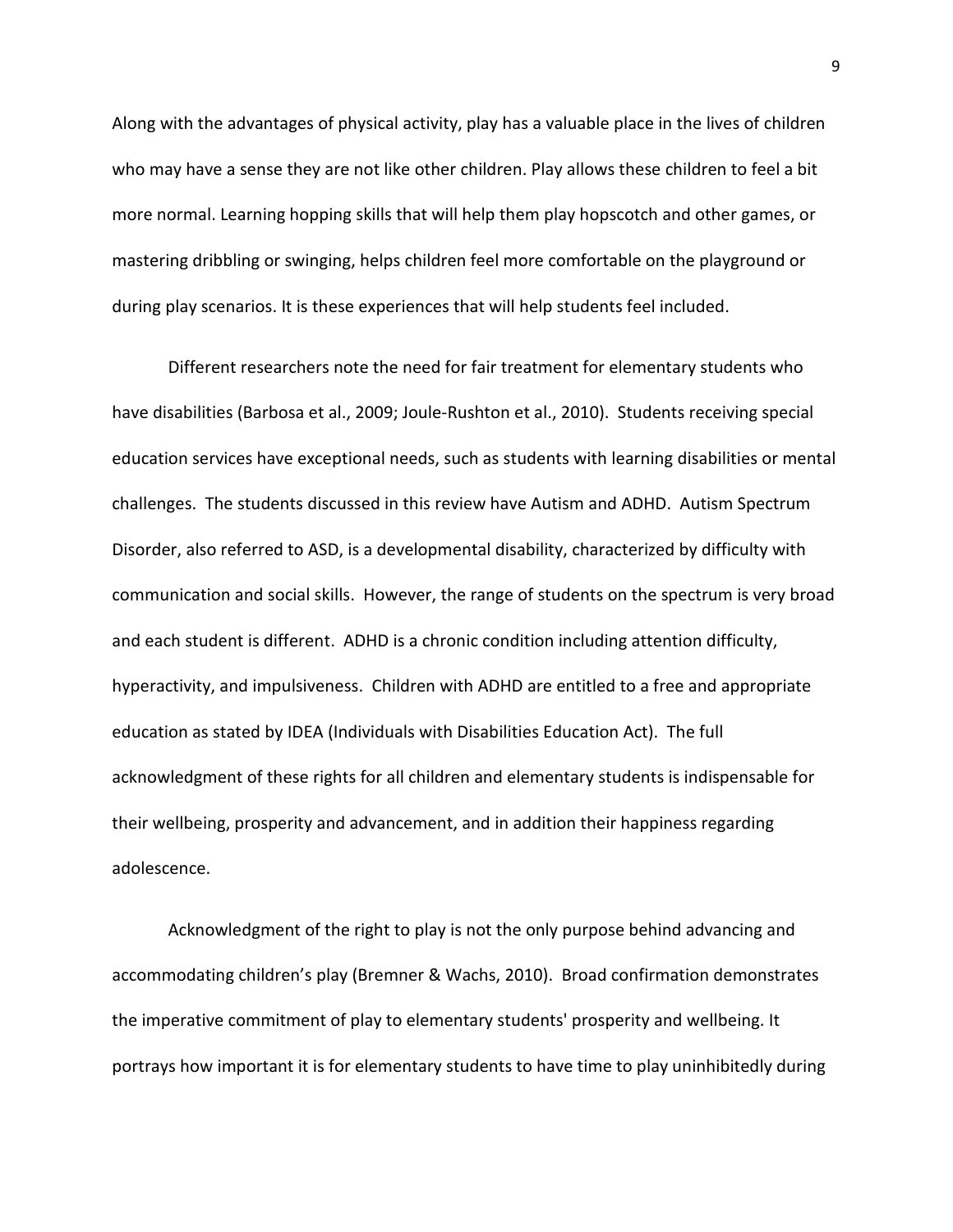Along with the advantages of physical activity, play has a valuable place in the lives of children who may have a sense they are not like other children. Play allows these children to feel a bit more normal. Learning hopping skills that will help them play hopscotch and other games, or mastering dribbling or swinging, helps children feel more comfortable on the playground or during play scenarios. It is these experiences that will help students feel included.

Different researchers note the need for fair treatment for elementary students who have disabilities (Barbosa et al., 2009; Joule-Rushton et al., 2010). Students receiving special education services have exceptional needs, such as students with learning disabilities or mental challenges. The students discussed in this review have Autism and ADHD. Autism Spectrum Disorder, also referred to ASD, is a developmental disability, characterized by difficulty with communication and social skills. However, the range of students on the spectrum is very broad and each student is different. ADHD is a chronic condition including attention difficulty, hyperactivity, and impulsiveness. Children with ADHD are entitled to a free and appropriate education as stated by IDEA (Individuals with Disabilities Education Act). The full acknowledgment of these rights for all children and elementary students is indispensable for their wellbeing, prosperity and advancement, and in addition their happiness regarding adolescence.

Acknowledgment of the right to play is not the only purpose behind advancing and accommodating children's play (Bremner & Wachs, 2010). Broad confirmation demonstrates the imperative commitment of play to elementary students' prosperity and wellbeing. It portrays how important it is for elementary students to have time to play uninhibitedly during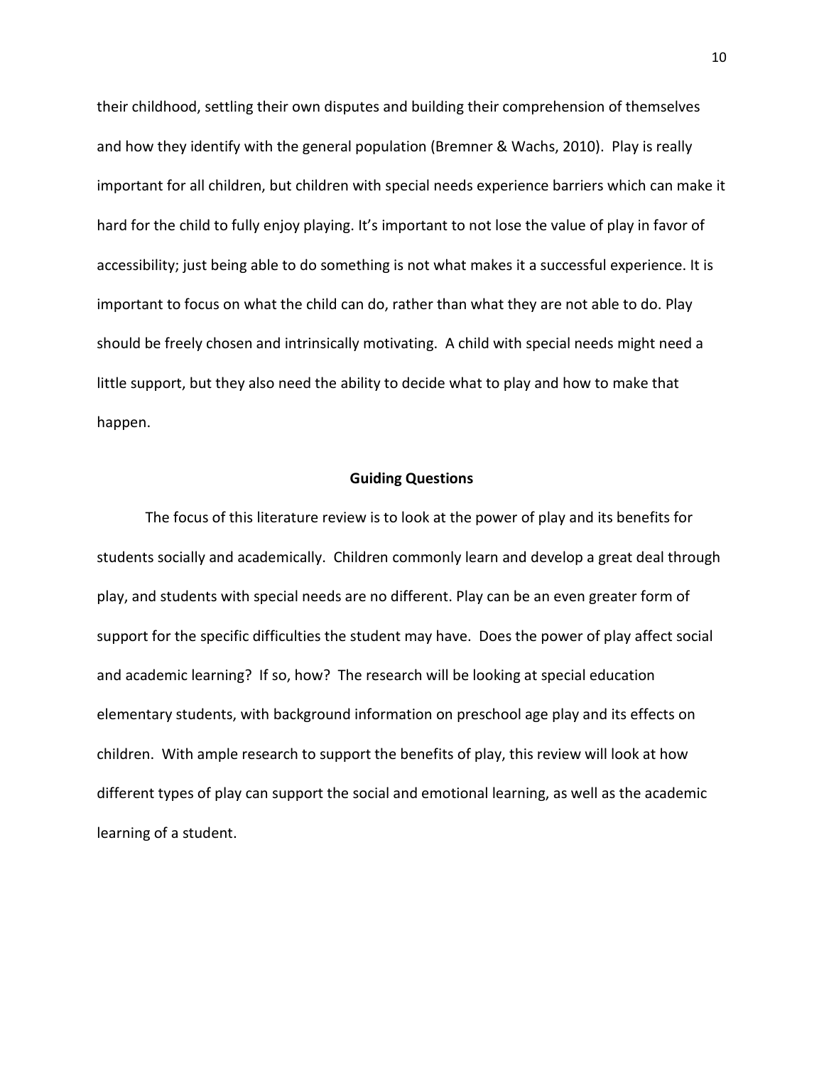their childhood, settling their own disputes and building their comprehension of themselves and how they identify with the general population (Bremner & Wachs, 2010). Play is really important for all children, but children with special needs experience barriers which can make it hard for the child to fully enjoy playing. It's important to not lose the value of play in favor of accessibility; just being able to do something is not what makes it a successful experience. It is important to focus on what the child can do, rather than what they are not able to do. Play should be freely chosen and intrinsically motivating. A child with special needs might need a little support, but they also need the ability to decide what to play and how to make that happen.

## Guiding Questions

The focus of this literature review is to look at the power of play and its benefits for students socially and academically. Children commonly learn and develop a great deal through play, and students with special needs are no different. Play can be an even greater form of support for the specific difficulties the student may have. Does the power of play affect social and academic learning? If so, how? The research will be looking at special education elementary students, with background information on preschool age play and its effects on children. With ample research to support the benefits of play, this review will look at how different types of play can support the social and emotional learning, as well as the academic learning of a student.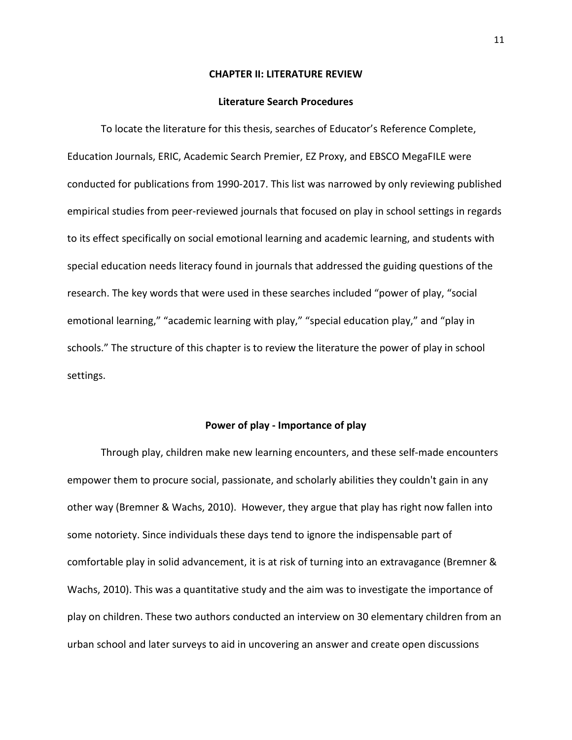## CHAPTER II: LITERATURE REVIEW

### Literature Search Procedures

To locate the literature for this thesis, searches of Educator's Reference Complete, Education Journals, ERIC, Academic Search Premier, EZ Proxy, and EBSCO MegaFILE were conducted for publications from 1990-2017. This list was narrowed by only reviewing published empirical studies from peer-reviewed journals that focused on play in school settings in regards to its effect specifically on social emotional learning and academic learning, and students with special education needs literacy found in journals that addressed the guiding questions of the research. The key words that were used in these searches included "power of play, "social emotional learning," "academic learning with play," "special education play," and "play in schools." The structure of this chapter is to review the literature the power of play in school settings.

### Power of play - Importance of play

Through play, children make new learning encounters, and these self-made encounters empower them to procure social, passionate, and scholarly abilities they couldn't gain in any other way (Bremner & Wachs, 2010). However, they argue that play has right now fallen into some notoriety. Since individuals these days tend to ignore the indispensable part of comfortable play in solid advancement, it is at risk of turning into an extravagance (Bremner & Wachs, 2010). This was a quantitative study and the aim was to investigate the importance of play on children. These two authors conducted an interview on 30 elementary children from an urban school and later surveys to aid in uncovering an answer and create open discussions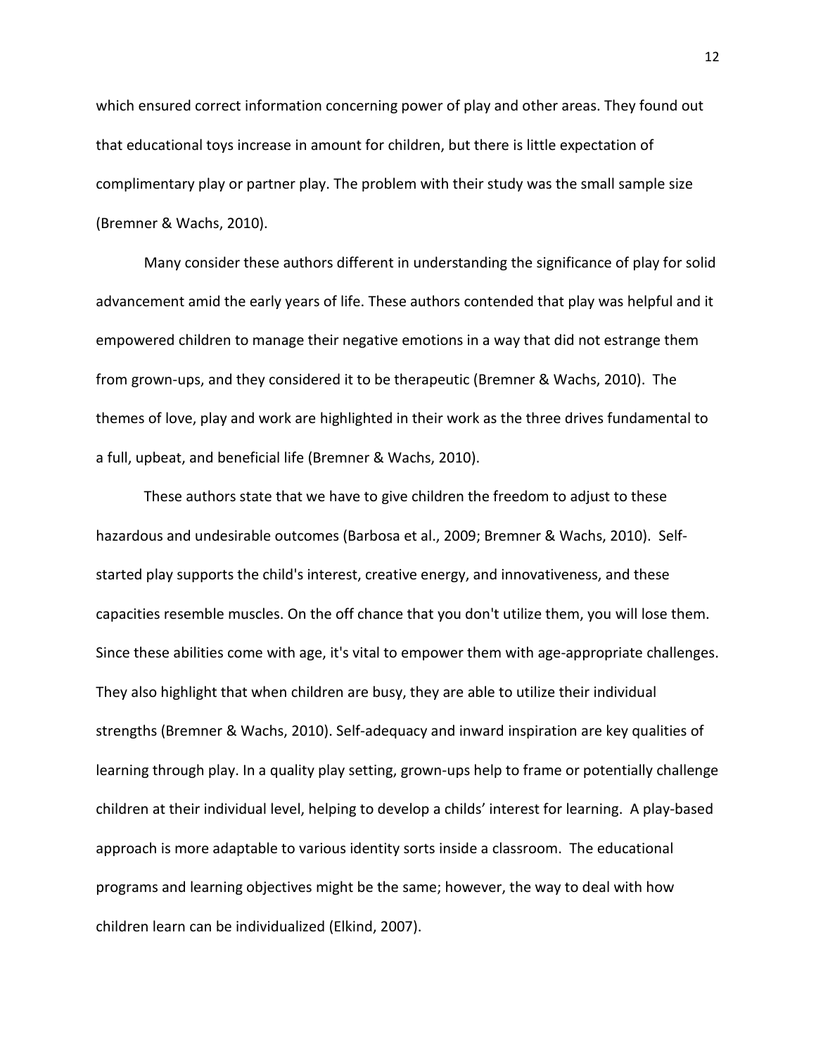which ensured correct information concerning power of play and other areas. They found out that educational toys increase in amount for children, but there is little expectation of complimentary play or partner play. The problem with their study was the small sample size (Bremner & Wachs, 2010).

Many consider these authors different in understanding the significance of play for solid advancement amid the early years of life. These authors contended that play was helpful and it empowered children to manage their negative emotions in a way that did not estrange them from grown-ups, and they considered it to be therapeutic (Bremner & Wachs, 2010). The themes of love, play and work are highlighted in their work as the three drives fundamental to a full, upbeat, and beneficial life (Bremner & Wachs, 2010).

These authors state that we have to give children the freedom to adjust to these hazardous and undesirable outcomes (Barbosa et al., 2009; Bremner & Wachs, 2010). Self-started play supports the child's interest, creative energy, and innovativeness, and these capacities resemble muscles. On the off chance that you don't utilize them, you will lose them. Since these abilities come with age, it's vital to empower them with age-appropriate challenges. They also highlight that when children are busy, they are able to utilize their individual strengths (Bremner & Wachs, 2010). Self-adequacy and inward inspiration are key qualities of learning through play. In a quality play setting, grown-ups help to frame or potentially challenge children at their individual level, helping to develop a childs' interest for learning. A play-based approach is more adaptable to various identity sorts inside a classroom. The educational programs and learning objectives might be the same; however, the way to deal with how children learn can be individualized (Elkind, 2007).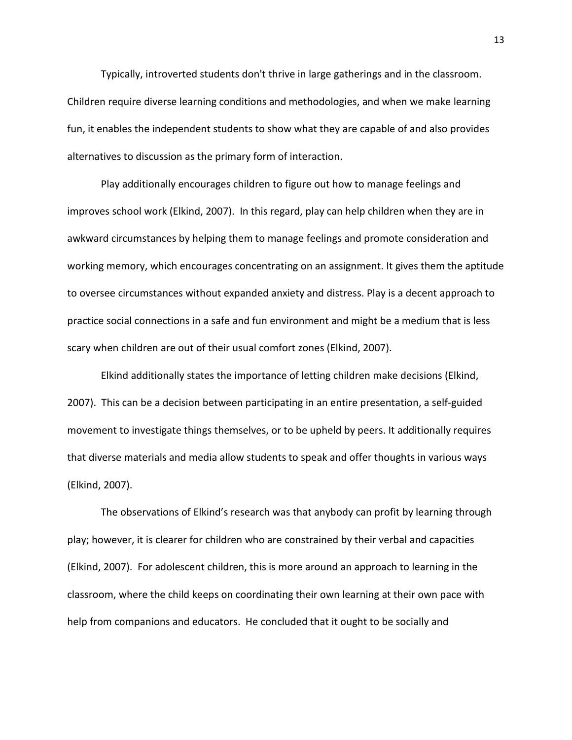Typically, introverted students don't thrive in large gatherings and in the classroom. Children require diverse learning conditions and methodologies, and when we make learning fun, it enables the independent students to show what they are capable of and also provides alternatives to discussion as the primary form of interaction.

Play additionally encourages children to figure out how to manage feelings and improves school work (Elkind, 2007). In this regard, play can help children when they are in awkward circumstances by helping them to manage feelings and promote consideration and working memory, which encourages concentrating on an assignment. It gives them the aptitude to oversee circumstances without expanded anxiety and distress. Play is a decent approach to practice social connections in a safe and fun environment and might be a medium that is less scary when children are out of their usual comfort zones (Elkind, 2007).

Elkind additionally states the importance of letting children make decisions (Elkind, 2007). This can be a decision between participating in an entire presentation, a self-guided movement to investigate things themselves, or to be upheld by peers. It additionally requires that diverse materials and media allow students to speak and offer thoughts in various ways (Elkind, 2007).

The observations of Elkind's research was that anybody can profit by learning through play; however, it is clearer for children who are constrained by their verbal and capacities (Elkind, 2007). For adolescent children, this is more around an approach to learning in the classroom, where the child keeps on coordinating their own learning at their own pace with help from companions and educators. He concluded that it ought to be socially and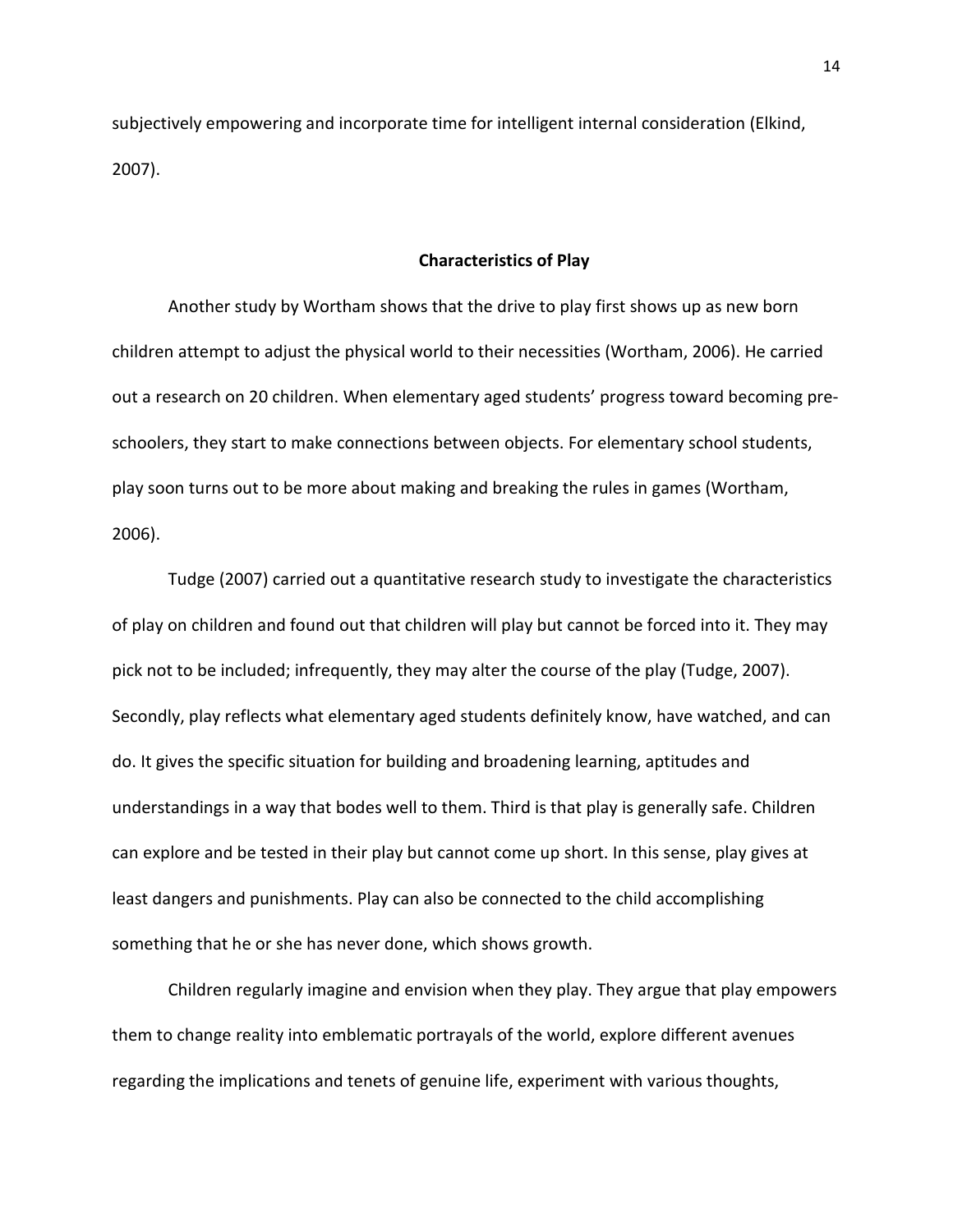subjectively empowering and incorporate time for intelligent internal consideration (Elkind, 2007).

## Characteristics of Play

Another study by Wortham shows that the drive to play first shows up as new born children attempt to adjust the physical world to their necessities (Wortham, 2006). He carried out a research on 20 children. When elementary aged students' progress toward becoming pre-schoolers, they start to make connections between objects. For elementary school students, play soon turns out to be more about making and breaking the rules in games (Wortham, 2006).

Tudge (2007) carried out a quantitative research study to investigate the characteristics of play on children and found out that children will play but cannot be forced into it. They may pick not to be included; infrequently, they may alter the course of the play (Tudge, 2007). Secondly, play reflects what elementary aged students definitely know, have watched, and can do. It gives the specific situation for building and broadening learning, aptitudes and understandings in a way that bodes well to them. Third is that play is generally safe. Children can explore and be tested in their play but cannot come up short. In this sense, play gives at least dangers and punishments. Play can also be connected to the child accomplishing something that he or she has never done, which shows growth.

Children regularly imagine and envision when they play. They argue that play empowers them to change reality into emblematic portrayals of the world, explore different avenues regarding the implications and tenets of genuine life, experiment with various thoughts,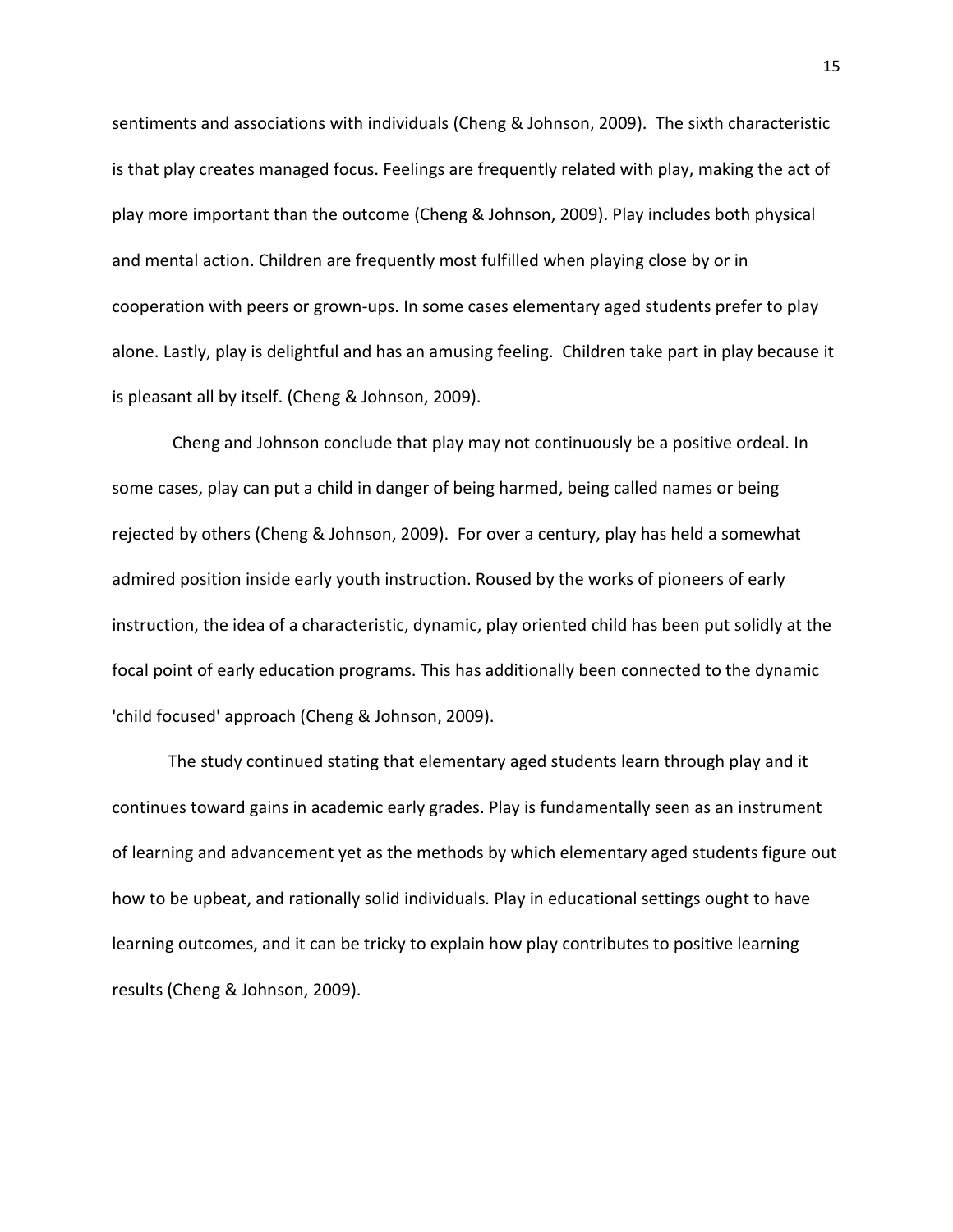sentiments and associations with individuals (Cheng & Johnson, 2009). The sixth characteristic is that play creates managed focus. Feelings are frequently related with play, making the act of play more important than the outcome (Cheng & Johnson, 2009). Play includes both physical and mental action. Children are frequently most fulfilled when playing close by or in cooperation with peers or grown-ups. In some cases elementary aged students prefer to play alone. Lastly, play is delightful and has an amusing feeling. Children take part in play because it is pleasant all by itself. (Cheng & Johnson, 2009).

Cheng and Johnson conclude that play may not continuously be a positive ordeal. In some cases, play can put a child in danger of being harmed, being called names or being rejected by others (Cheng & Johnson, 2009). For over a century, play has held a somewhat admired position inside early youth instruction. Roused by the works of pioneers of early instruction, the idea of a characteristic, dynamic, play oriented child has been put solidly at the focal point of early education programs. This has additionally been connected to the dynamic 'child focused' approach (Cheng & Johnson, 2009).

The study continued stating that elementary aged students learn through play and it continues toward gains in academic early grades. Play is fundamentally seen as an instrument of learning and advancement yet as the methods by which elementary aged students figure out how to be upbeat, and rationally solid individuals. Play in educational settings ought to have learning outcomes, and it can be tricky to explain how play contributes to positive learning results (Cheng & Johnson, 2009).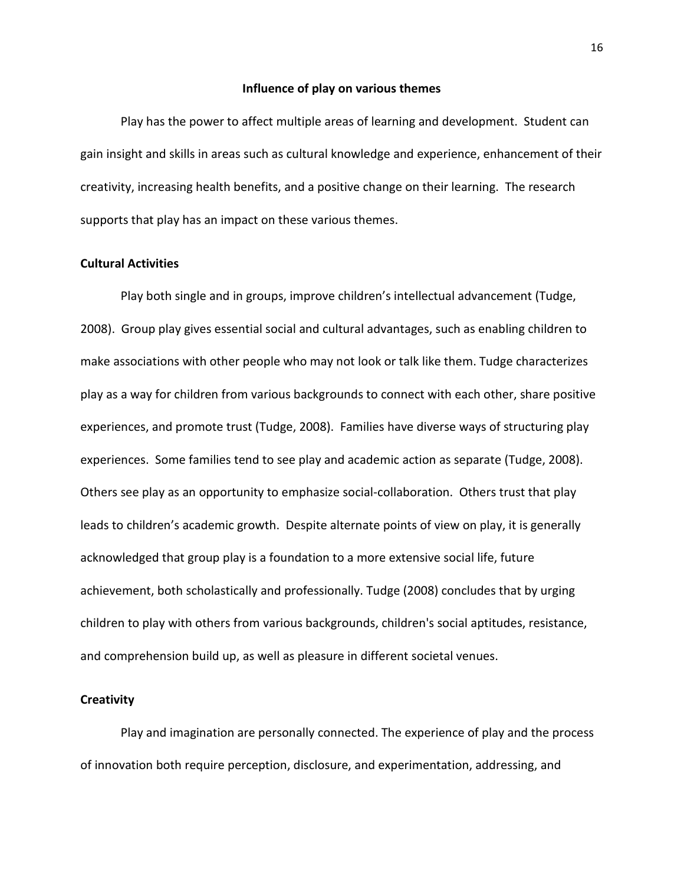## Influence of play on various themes

Play has the power to affect multiple areas of learning and development. Student can gain insight and skills in areas such as cultural knowledge and experience, enhancement of their creativity, increasing health benefits, and a positive change on their learning. The research supports that play has an impact on these various themes.

### Cultural Activities

Play both single and in groups, improve children's intellectual advancement (Tudge, 2008). Group play gives essential social and cultural advantages, such as enabling children to make associations with other people who may not look or talk like them. Tudge characterizes play as a way for children from various backgrounds to connect with each other, share positive experiences, and promote trust (Tudge, 2008). Families have diverse ways of structuring play experiences. Some families tend to see play and academic action as separate (Tudge, 2008). Others see play as an opportunity to emphasize social-collaboration. Others trust that play leads to children's academic growth. Despite alternate points of view on play, it is generally acknowledged that group play is a foundation to a more extensive social life, future achievement, both scholastically and professionally. Tudge (2008) concludes that by urging children to play with others from various backgrounds, children's social aptitudes, resistance, and comprehension build up, as well as pleasure in different societal venues.

### Creativity

Play and imagination are personally connected. The experience of play and the process of innovation both require perception, disclosure, and experimentation, addressing, and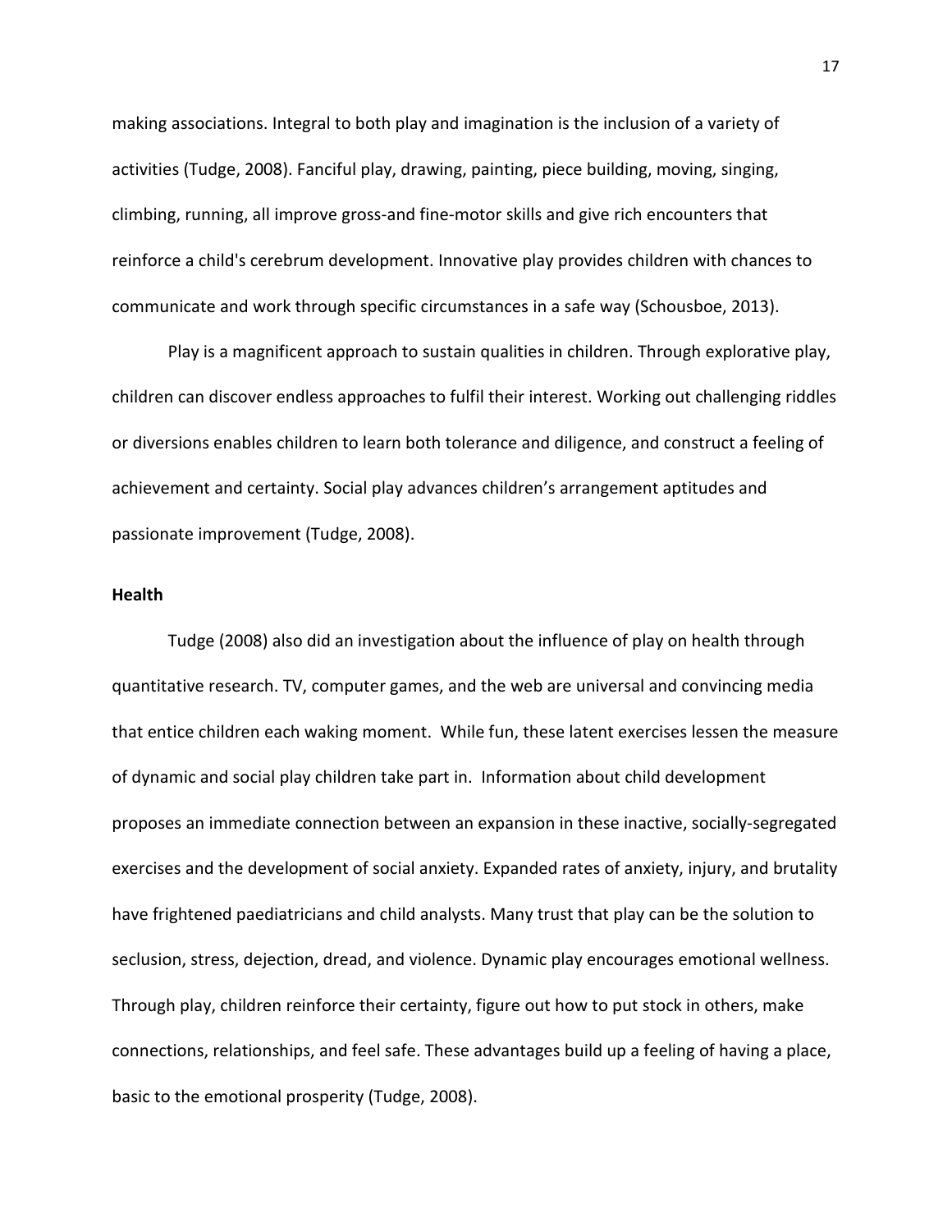making associations. Integral to both play and imagination is the inclusion of a variety of activities (Tudge, 2008). Fanciful play, drawing, painting, piece building, moving, singing, climbing, running, all improve gross-and fine-motor skills and give rich encounters that reinforce a child's cerebrum development. Innovative play provides children with chances to communicate and work through specific circumstances in a safe way (Schousboe, 2013).

Play is a magnificent approach to sustain qualities in children. Through explorative play, children can discover endless approaches to fulfil their interest. Working out challenging riddles or diversions enables children to learn both tolerance and diligence, and construct a feeling of achievement and certainty. Social play advances children's arrangement aptitudes and passionate improvement (Tudge, 2008).

**Health**

Tudge (2008) also did an investigation about the influence of play on health through quantitative research. TV, computer games, and the web are universal and convincing media that entice children each waking moment. While fun, these latent exercises lessen the measure of dynamic and social play children take part in. Information about child development proposes an immediate connection between an expansion in these inactive, socially-segregated exercises and the development of social anxiety. Expanded rates of anxiety, injury, and brutality have frightened paediatricians and child analysts. Many trust that play can be the solution to seclusion, stress, dejection, dread, and violence. Dynamic play encourages emotional wellness. Through play, children reinforce their certainty, figure out how to put stock in others, make connections, relationships, and feel safe. These advantages build up a feeling of having a place, basic to the emotional prosperity (Tudge, 2008).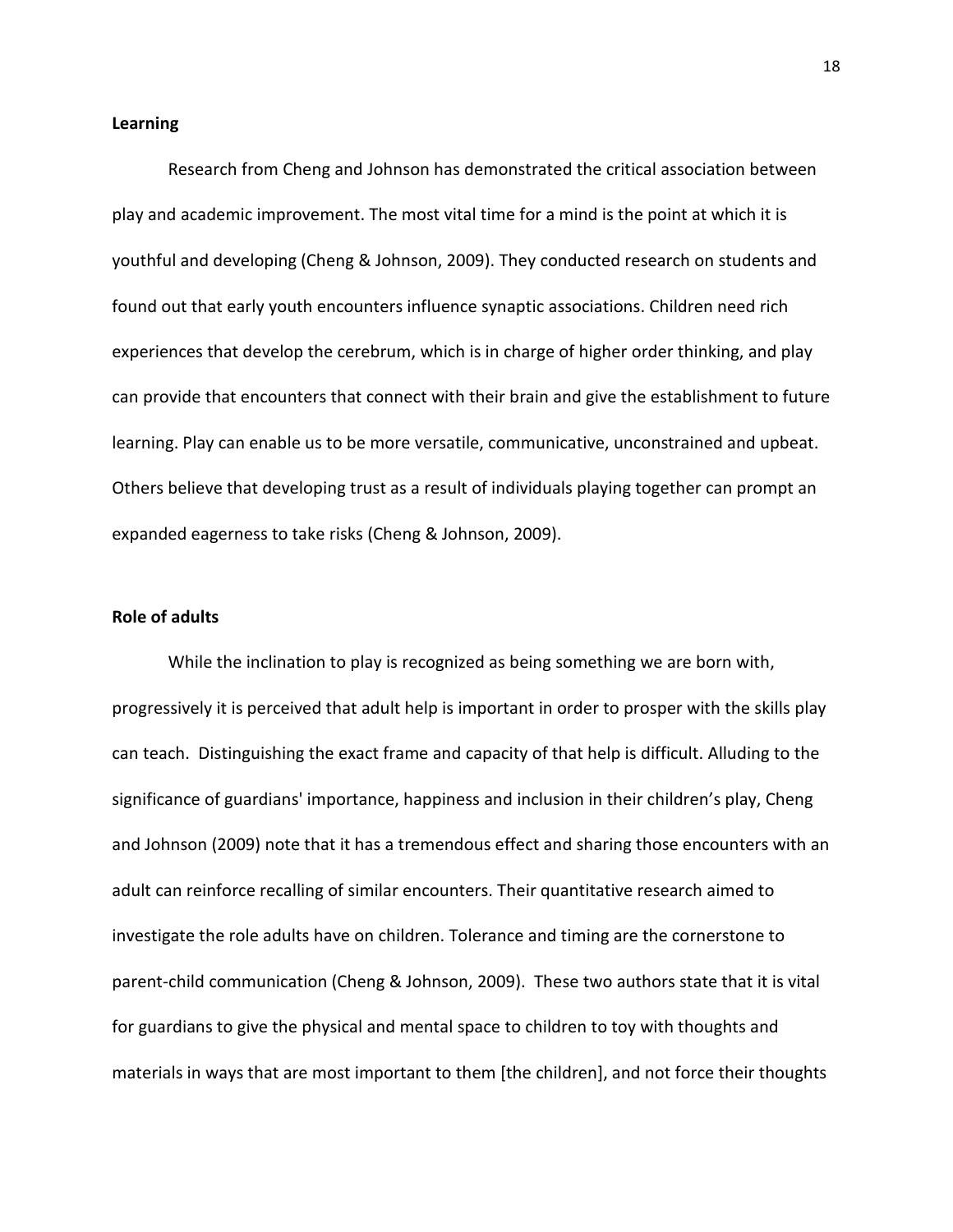**Learning**

Research from Cheng and Johnson has demonstrated the critical association between play and academic improvement. The most vital time for a mind is the point at which it is youthful and developing (Cheng & Johnson, 2009). They conducted research on students and found out that early youth encounters influence synaptic associations. Children need rich experiences that develop the cerebrum, which is in charge of higher order thinking, and play can provide that encounters that connect with their brain and give the establishment to future learning. Play can enable us to be more versatile, communicative, unconstrained and upbeat. Others believe that developing trust as a result of individuals playing together can prompt an expanded eagerness to take risks (Cheng & Johnson, 2009).

**Role of adults**

While the inclination to play is recognized as being something we are born with, progressively it is perceived that adult help is important in order to prosper with the skills play can teach. Distinguishing the exact frame and capacity of that help is difficult. Alluding to the significance of guardians' importance, happiness and inclusion in their children's play, Cheng and Johnson (2009) note that it has a tremendous effect and sharing those encounters with an adult can reinforce recalling of similar encounters. Their quantitative research aimed to investigate the role adults have on children. Tolerance and timing are the cornerstone to parent-child communication (Cheng & Johnson, 2009). These two authors state that it is vital for guardians to give the physical and mental space to children to toy with thoughts and materials in ways that are most important to them [the children], and not force their thoughts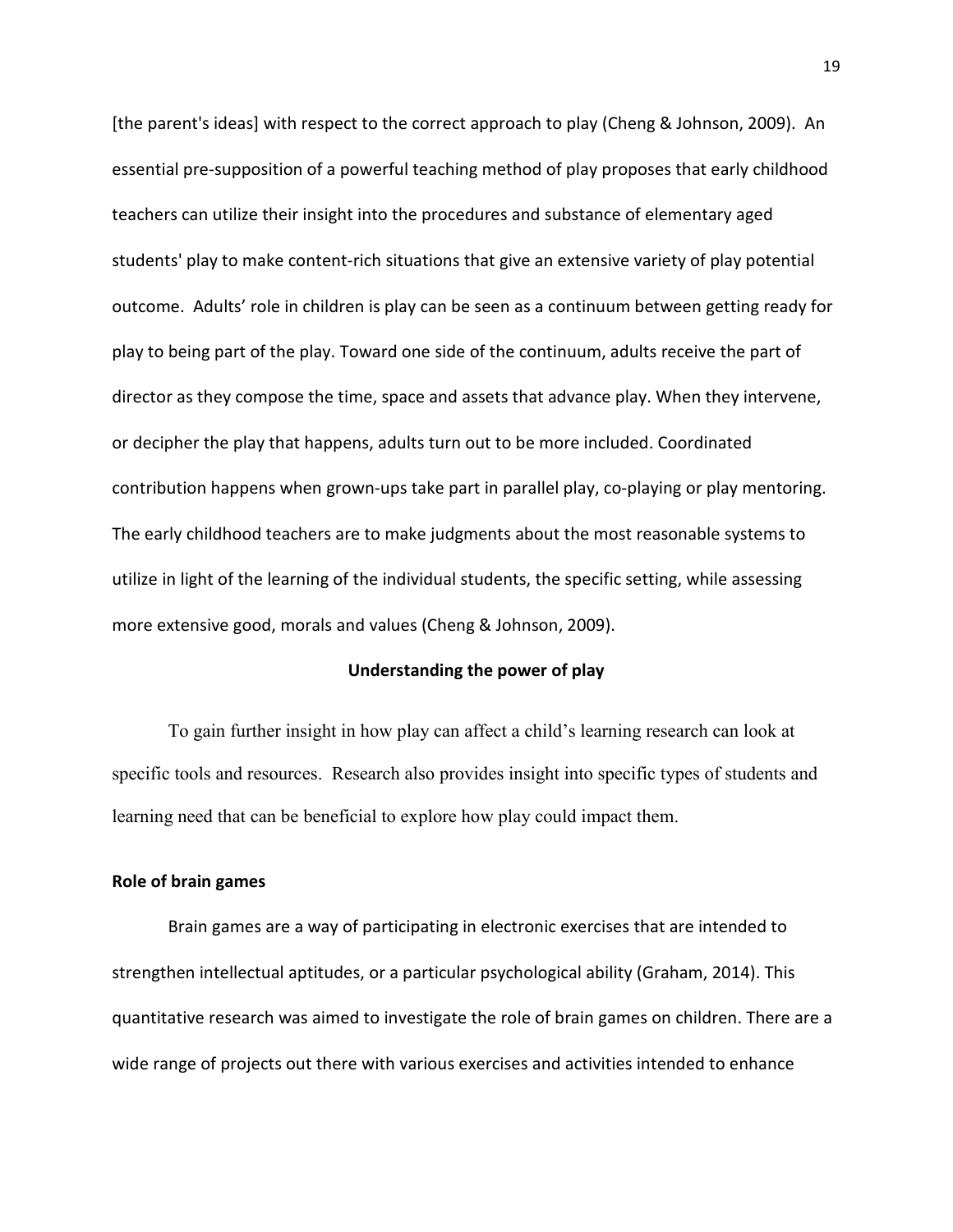[the parent's ideas] with respect to the correct approach to play (Cheng & Johnson, 2009). An essential pre-supposition of a powerful teaching method of play proposes that early childhood teachers can utilize their insight into the procedures and substance of elementary aged students' play to make content-rich situations that give an extensive variety of play potential outcome. Adults' role in children is play can be seen as a continuum between getting ready for play to being part of the play. Toward one side of the continuum, adults receive the part of director as they compose the time, space and assets that advance play. When they intervene, or decipher the play that happens, adults turn out to be more included. Coordinated contribution happens when grown-ups take part in parallel play, co-playing or play mentoring. The early childhood teachers are to make judgments about the most reasonable systems to utilize in light of the learning of the individual students, the specific setting, while assessing more extensive good, morals and values (Cheng & Johnson, 2009).

## Understanding the power of play

To gain further insight in how play can affect a child's learning research can look at specific tools and resources. Research also provides insight into specific types of students and learning need that can be beneficial to explore how play could impact them.

### Role of brain games

Brain games are a way of participating in electronic exercises that are intended to strengthen intellectual aptitudes, or a particular psychological ability (Graham, 2014). This quantitative research was aimed to investigate the role of brain games on children. There are a wide range of projects out there with various exercises and activities intended to enhance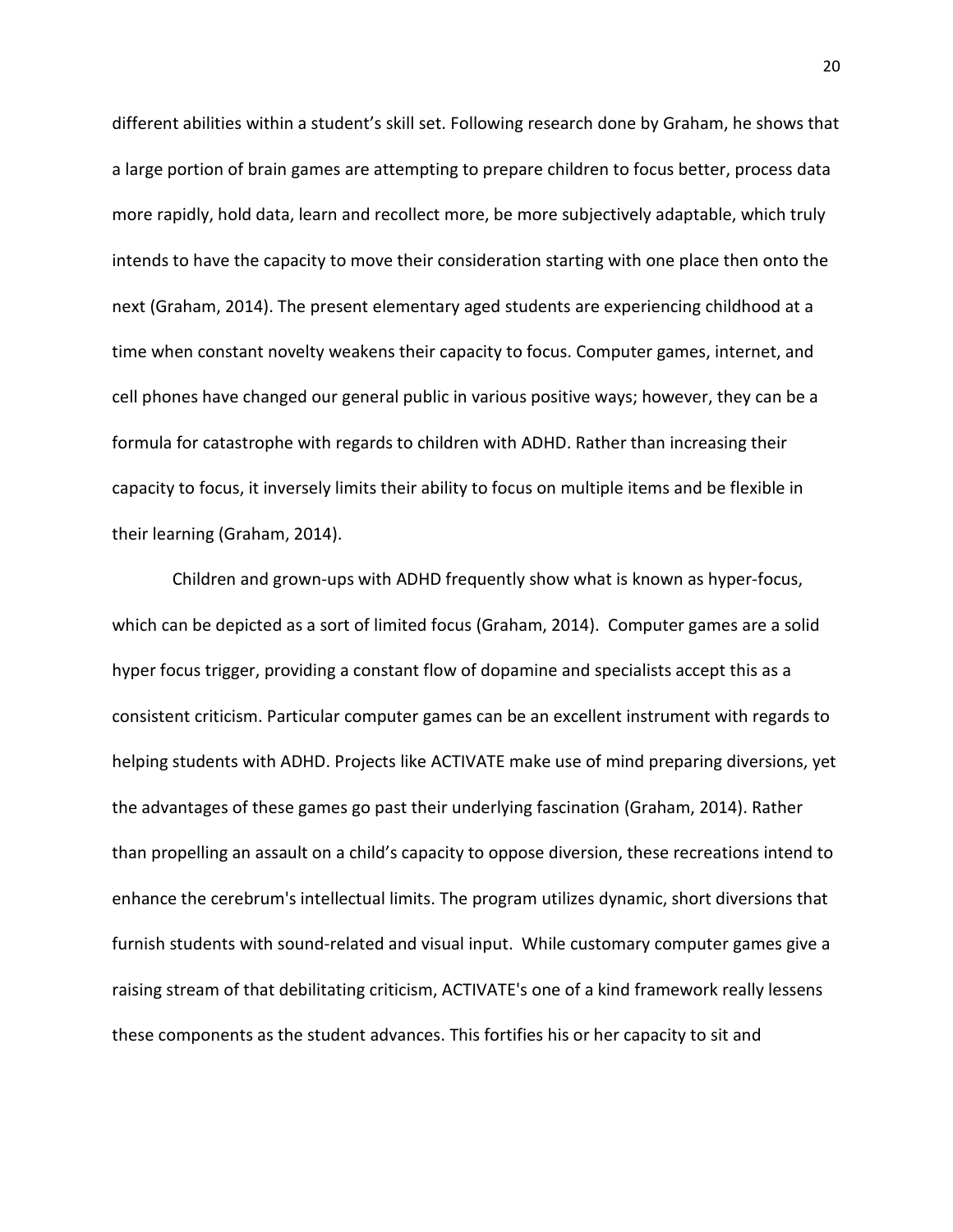different abilities within a student's skill set. Following research done by Graham, he shows that a large portion of brain games are attempting to prepare children to focus better, process data more rapidly, hold data, learn and recollect more, be more subjectively adaptable, which truly intends to have the capacity to move their consideration starting with one place then onto the next (Graham, 2014). The present elementary aged students are experiencing childhood at a time when constant novelty weakens their capacity to focus. Computer games, internet, and cell phones have changed our general public in various positive ways; however, they can be a formula for catastrophe with regards to children with ADHD. Rather than increasing their capacity to focus, it inversely limits their ability to focus on multiple items and be flexible in their learning (Graham, 2014).

Children and grown-ups with ADHD frequently show what is known as hyper-focus, which can be depicted as a sort of limited focus (Graham, 2014). Computer games are a solid hyper focus trigger, providing a constant flow of dopamine and specialists accept this as a consistent criticism. Particular computer games can be an excellent instrument with regards to helping students with ADHD. Projects like ACTIVATE make use of mind preparing diversions, yet the advantages of these games go past their underlying fascination (Graham, 2014). Rather than propelling an assault on a child's capacity to oppose diversion, these recreations intend to enhance the cerebrum's intellectual limits. The program utilizes dynamic, short diversions that furnish students with sound-related and visual input. While customary computer games give a raising stream of that debilitating criticism, ACTIVATE's one of a kind framework really lessens these components as the student advances. This fortifies his or her capacity to sit and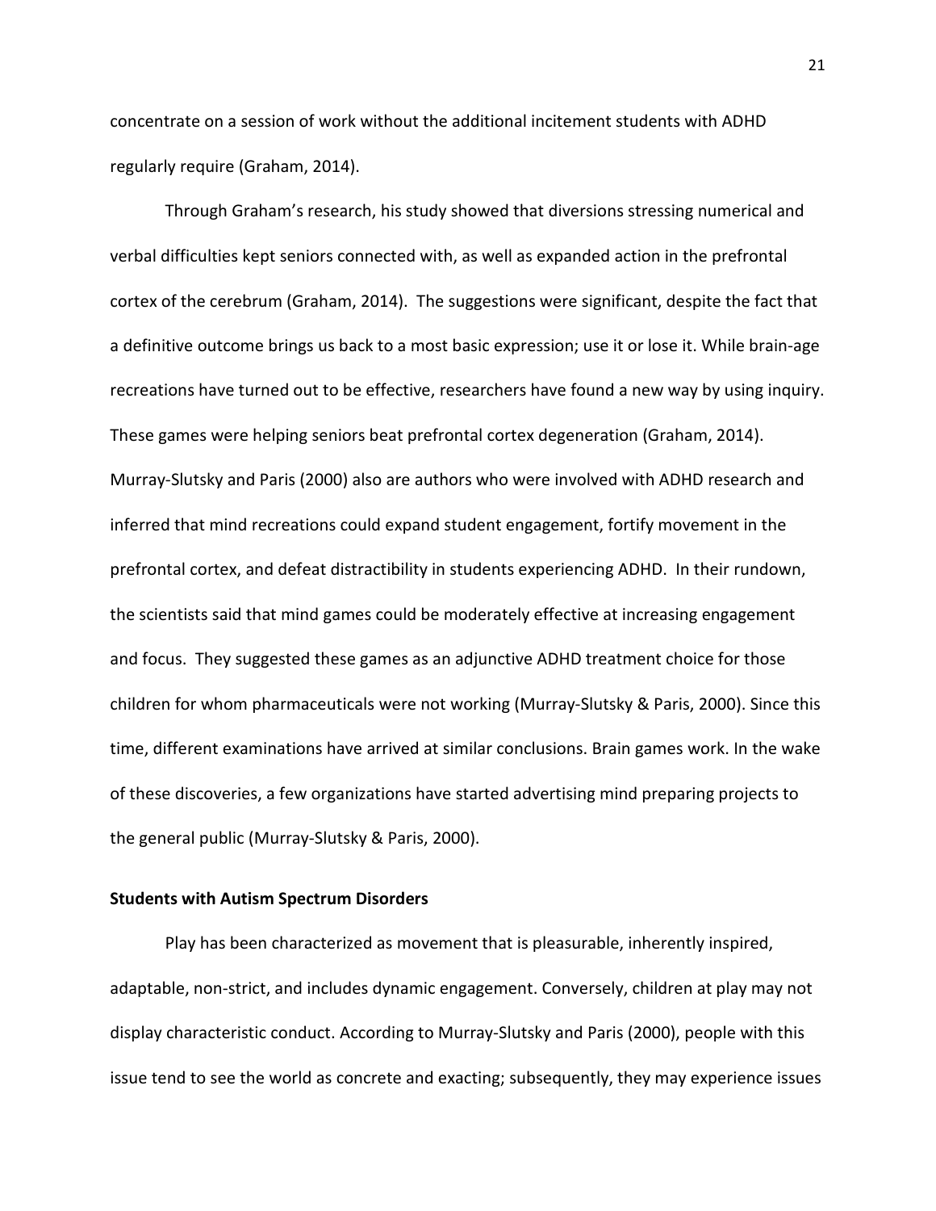concentrate on a session of work without the additional incitement students with ADHD regularly require (Graham, 2014).

Through Graham's research, his study showed that diversions stressing numerical and verbal difficulties kept seniors connected with, as well as expanded action in the prefrontal cortex of the cerebrum (Graham, 2014). The suggestions were significant, despite the fact that a definitive outcome brings us back to a most basic expression; use it or lose it. While brain-age recreations have turned out to be effective, researchers have found a new way by using inquiry. These games were helping seniors beat prefrontal cortex degeneration (Graham, 2014). Murray-Slutsky and Paris (2000) also are authors who were involved with ADHD research and inferred that mind recreations could expand student engagement, fortify movement in the prefrontal cortex, and defeat distractibility in students experiencing ADHD. In their rundown, the scientists said that mind games could be moderately effective at increasing engagement and focus. They suggested these games as an adjunctive ADHD treatment choice for those children for whom pharmaceuticals were not working (Murray-Slutsky & Paris, 2000). Since this time, different examinations have arrived at similar conclusions. Brain games work. In the wake of these discoveries, a few organizations have started advertising mind preparing projects to the general public (Murray-Slutsky & Paris, 2000).

**Students with Autism Spectrum Disorders**

Play has been characterized as movement that is pleasurable, inherently inspired, adaptable, non-strict, and includes dynamic engagement. Conversely, children at play may not display characteristic conduct. According to Murray-Slutsky and Paris (2000), people with this issue tend to see the world as concrete and exacting; subsequently, they may experience issues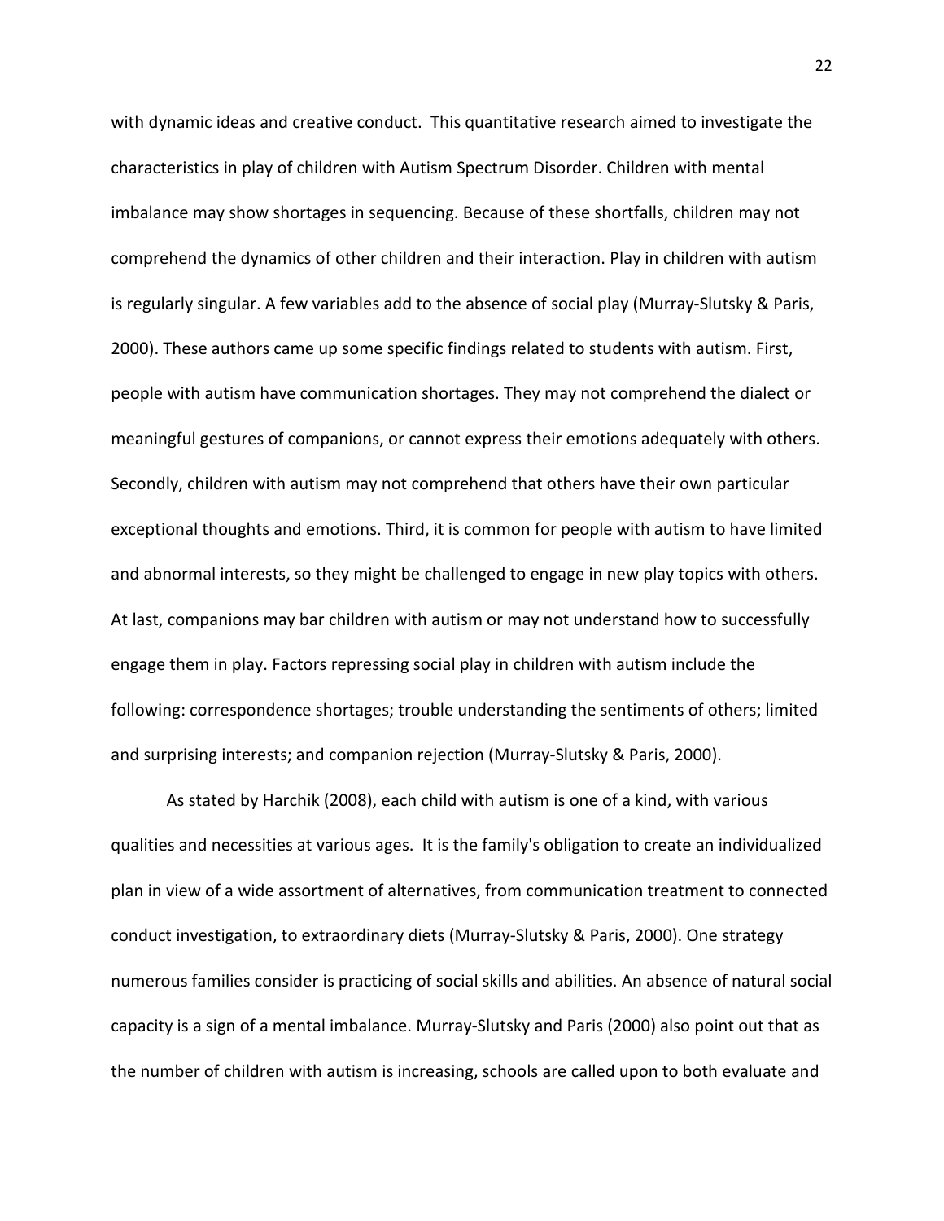with dynamic ideas and creative conduct.  This quantitative research aimed to investigate the characteristics in play of children with Autism Spectrum Disorder. Children with mental imbalance may show shortages in sequencing. Because of these shortfalls, children may not comprehend the dynamics of other children and their interaction. Play in children with autism is regularly singular. A few variables add to the absence of social play (Murray-Slutsky & Paris, 2000). These authors came up some specific findings related to students with autism. First, people with autism have communication shortages. They may not comprehend the dialect or meaningful gestures of companions, or cannot express their emotions adequately with others. Secondly, children with autism may not comprehend that others have their own particular exceptional thoughts and emotions. Third, it is common for people with autism to have limited and abnormal interests, so they might be challenged to engage in new play topics with others. At last, companions may bar children with autism or may not understand how to successfully engage them in play. Factors repressing social play in children with autism include the following: correspondence shortages; trouble understanding the sentiments of others; limited and surprising interests; and companion rejection (Murray-Slutsky & Paris, 2000).

As stated by Harchik (2008), each child with autism is one of a kind, with various qualities and necessities at various ages.  It is the family's obligation to create an individualized plan in view of a wide assortment of alternatives, from communication treatment to connected conduct investigation, to extraordinary diets (Murray-Slutsky & Paris, 2000). One strategy numerous families consider is practicing of social skills and abilities. An absence of natural social capacity is a sign of a mental imbalance. Murray-Slutsky and Paris (2000) also point out that as the number of children with autism is increasing, schools are called upon to both evaluate and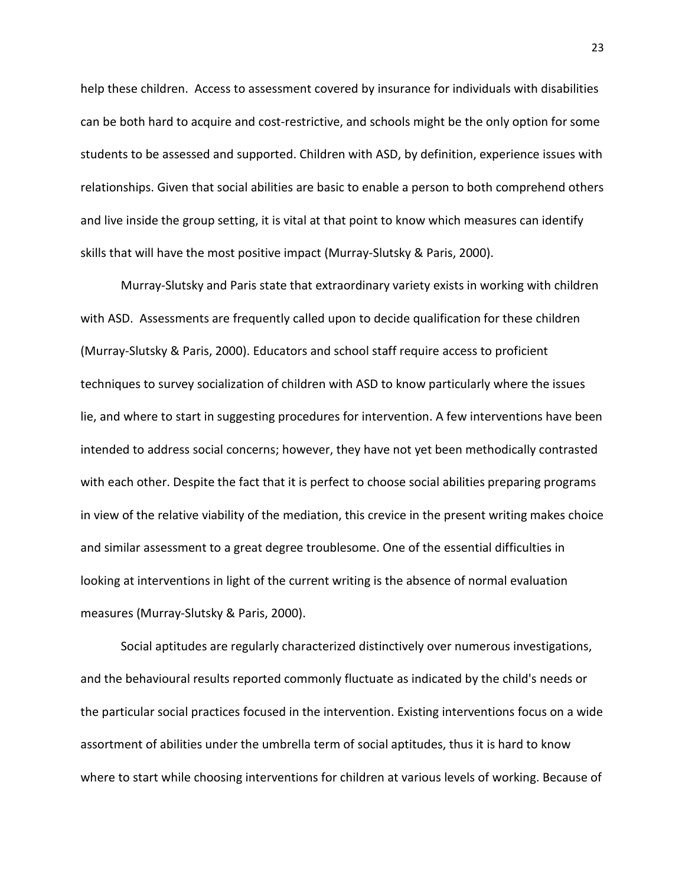help these children. Access to assessment covered by insurance for individuals with disabilities can be both hard to acquire and cost-restrictive, and schools might be the only option for some students to be assessed and supported. Children with ASD, by definition, experience issues with relationships. Given that social abilities are basic to enable a person to both comprehend others and live inside the group setting, it is vital at that point to know which measures can identify skills that will have the most positive impact (Murray-Slutsky & Paris, 2000).

Murray-Slutsky and Paris state that extraordinary variety exists in working with children with ASD. Assessments are frequently called upon to decide qualification for these children (Murray-Slutsky & Paris, 2000). Educators and school staff require access to proficient techniques to survey socialization of children with ASD to know particularly where the issues lie, and where to start in suggesting procedures for intervention. A few interventions have been intended to address social concerns; however, they have not yet been methodically contrasted with each other. Despite the fact that it is perfect to choose social abilities preparing programs in view of the relative viability of the mediation, this crevice in the present writing makes choice and similar assessment to a great degree troublesome. One of the essential difficulties in looking at interventions in light of the current writing is the absence of normal evaluation measures (Murray-Slutsky & Paris, 2000).

Social aptitudes are regularly characterized distinctively over numerous investigations, and the behavioural results reported commonly fluctuate as indicated by the child's needs or the particular social practices focused in the intervention. Existing interventions focus on a wide assortment of abilities under the umbrella term of social aptitudes, thus it is hard to know where to start while choosing interventions for children at various levels of working. Because of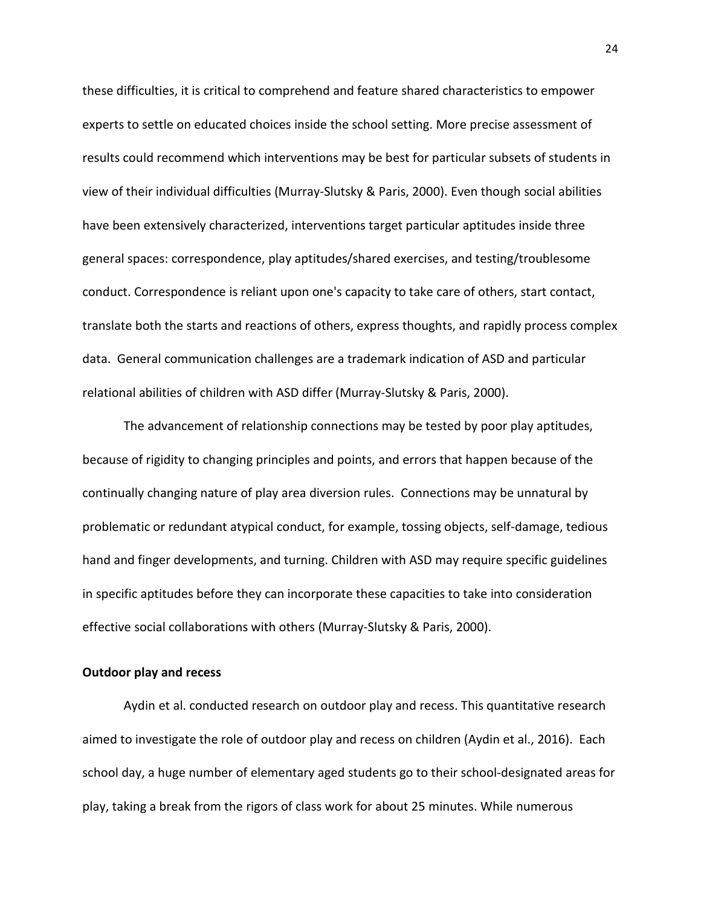these difficulties, it is critical to comprehend and feature shared characteristics to empower experts to settle on educated choices inside the school setting. More precise assessment of results could recommend which interventions may be best for particular subsets of students in view of their individual difficulties (Murray-Slutsky & Paris, 2000). Even though social abilities have been extensively characterized, interventions target particular aptitudes inside three general spaces: correspondence, play aptitudes/shared exercises, and testing/troublesome conduct. Correspondence is reliant upon one's capacity to take care of others, start contact, translate both the starts and reactions of others, express thoughts, and rapidly process complex data. General communication challenges are a trademark indication of ASD and particular relational abilities of children with ASD differ (Murray-Slutsky & Paris, 2000).

The advancement of relationship connections may be tested by poor play aptitudes, because of rigidity to changing principles and points, and errors that happen because of the continually changing nature of play area diversion rules. Connections may be unnatural by problematic or redundant atypical conduct, for example, tossing objects, self-damage, tedious hand and finger developments, and turning. Children with ASD may require specific guidelines in specific aptitudes before they can incorporate these capacities to take into consideration effective social collaborations with others (Murray-Slutsky & Paris, 2000).

**Outdoor play and recess**

Aydin et al. conducted research on outdoor play and recess. This quantitative research aimed to investigate the role of outdoor play and recess on children (Aydin et al., 2016). Each school day, a huge number of elementary aged students go to their school-designated areas for play, taking a break from the rigors of class work for about 25 minutes. While numerous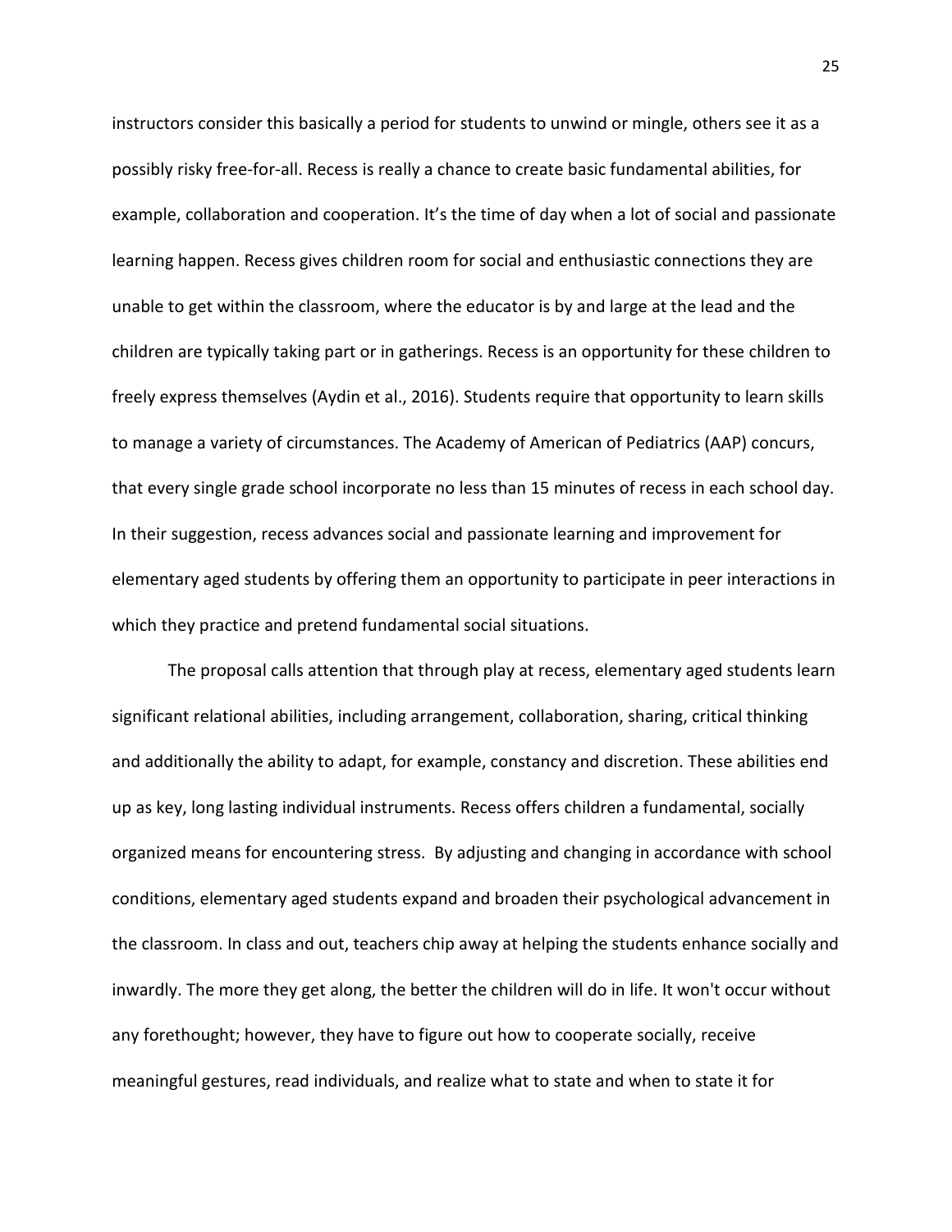instructors consider this basically a period for students to unwind or mingle, others see it as a possibly risky free-for-all. Recess is really a chance to create basic fundamental abilities, for example, collaboration and cooperation. It's the time of day when a lot of social and passionate learning happen. Recess gives children room for social and enthusiastic connections they are unable to get within the classroom, where the educator is by and large at the lead and the children are typically taking part or in gatherings. Recess is an opportunity for these children to freely express themselves (Aydin et al., 2016). Students require that opportunity to learn skills to manage a variety of circumstances. The Academy of American of Pediatrics (AAP) concurs, that every single grade school incorporate no less than 15 minutes of recess in each school day. In their suggestion, recess advances social and passionate learning and improvement for elementary aged students by offering them an opportunity to participate in peer interactions in which they practice and pretend fundamental social situations.

The proposal calls attention that through play at recess, elementary aged students learn significant relational abilities, including arrangement, collaboration, sharing, critical thinking and additionally the ability to adapt, for example, constancy and discretion. These abilities end up as key, long lasting individual instruments. Recess offers children a fundamental, socially organized means for encountering stress. By adjusting and changing in accordance with school conditions, elementary aged students expand and broaden their psychological advancement in the classroom. In class and out, teachers chip away at helping the students enhance socially and inwardly. The more they get along, the better the children will do in life. It won't occur without any forethought; however, they have to figure out how to cooperate socially, receive meaningful gestures, read individuals, and realize what to state and when to state it for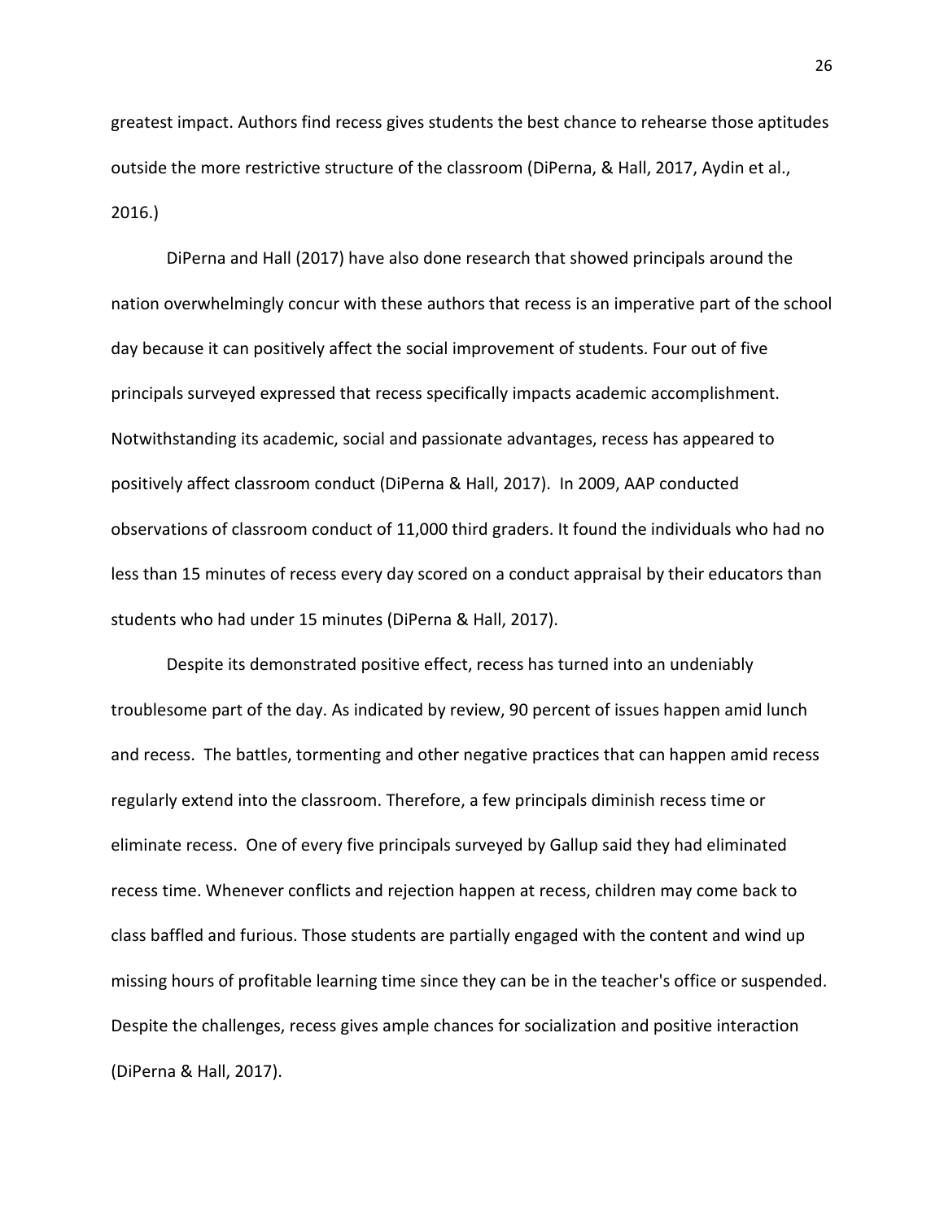greatest impact. Authors find recess gives students the best chance to rehearse those aptitudes outside the more restrictive structure of the classroom (DiPerna, & Hall, 2017, Aydin et al., 2016.)

DiPerna and Hall (2017) have also done research that showed principals around the nation overwhelmingly concur with these authors that recess is an imperative part of the school day because it can positively affect the social improvement of students. Four out of five principals surveyed expressed that recess specifically impacts academic accomplishment. Notwithstanding its academic, social and passionate advantages, recess has appeared to positively affect classroom conduct (DiPerna & Hall, 2017). In 2009, AAP conducted observations of classroom conduct of 11,000 third graders. It found the individuals who had no less than 15 minutes of recess every day scored on a conduct appraisal by their educators than students who had under 15 minutes (DiPerna & Hall, 2017).

Despite its demonstrated positive effect, recess has turned into an undeniably troublesome part of the day. As indicated by review, 90 percent of issues happen amid lunch and recess. The battles, tormenting and other negative practices that can happen amid recess regularly extend into the classroom. Therefore, a few principals diminish recess time or eliminate recess. One of every five principals surveyed by Gallup said they had eliminated recess time. Whenever conflicts and rejection happen at recess, children may come back to class baffled and furious. Those students are partially engaged with the content and wind up missing hours of profitable learning time since they can be in the teacher's office or suspended. Despite the challenges, recess gives ample chances for socialization and positive interaction (DiPerna & Hall, 2017).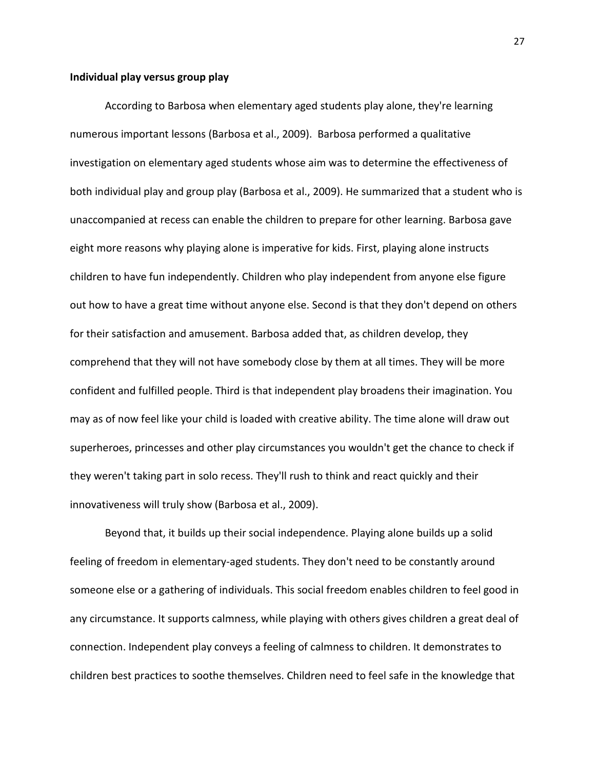**Individual play versus group play**

According to Barbosa when elementary aged students play alone, they're learning numerous important lessons (Barbosa et al., 2009). Barbosa performed a qualitative investigation on elementary aged students whose aim was to determine the effectiveness of both individual play and group play (Barbosa et al., 2009). He summarized that a student who is unaccompanied at recess can enable the children to prepare for other learning. Barbosa gave eight more reasons why playing alone is imperative for kids. First, playing alone instructs children to have fun independently. Children who play independent from anyone else figure out how to have a great time without anyone else. Second is that they don't depend on others for their satisfaction and amusement. Barbosa added that, as children develop, they comprehend that they will not have somebody close by them at all times. They will be more confident and fulfilled people. Third is that independent play broadens their imagination. You may as of now feel like your child is loaded with creative ability. The time alone will draw out superheroes, princesses and other play circumstances you wouldn't get the chance to check if they weren't taking part in solo recess. They'll rush to think and react quickly and their innovativeness will truly show (Barbosa et al., 2009).

Beyond that, it builds up their social independence. Playing alone builds up a solid feeling of freedom in elementary-aged students. They don't need to be constantly around someone else or a gathering of individuals. This social freedom enables children to feel good in any circumstance. It supports calmness, while playing with others gives children a great deal of connection. Independent play conveys a feeling of calmness to children. It demonstrates to children best practices to soothe themselves. Children need to feel safe in the knowledge that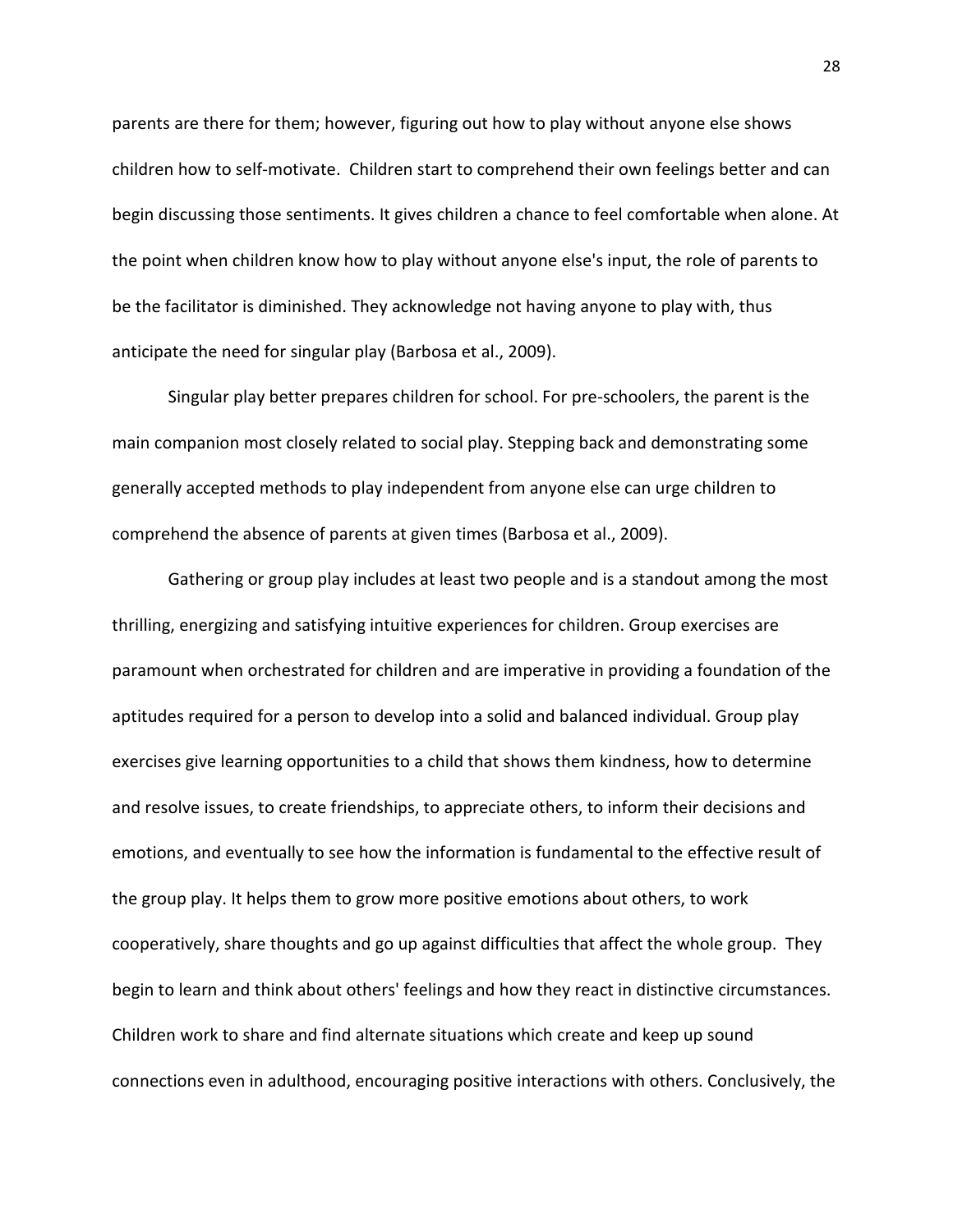parents are there for them; however, figuring out how to play without anyone else shows children how to self-motivate. Children start to comprehend their own feelings better and can begin discussing those sentiments. It gives children a chance to feel comfortable when alone. At the point when children know how to play without anyone else's input, the role of parents to be the facilitator is diminished. They acknowledge not having anyone to play with, thus anticipate the need for singular play (Barbosa et al., 2009).

Singular play better prepares children for school. For pre-schoolers, the parent is the main companion most closely related to social play. Stepping back and demonstrating some generally accepted methods to play independent from anyone else can urge children to comprehend the absence of parents at given times (Barbosa et al., 2009).

Gathering or group play includes at least two people and is a standout among the most thrilling, energizing and satisfying intuitive experiences for children. Group exercises are paramount when orchestrated for children and are imperative in providing a foundation of the aptitudes required for a person to develop into a solid and balanced individual. Group play exercises give learning opportunities to a child that shows them kindness, how to determine and resolve issues, to create friendships, to appreciate others, to inform their decisions and emotions, and eventually to see how the information is fundamental to the effective result of the group play. It helps them to grow more positive emotions about others, to work cooperatively, share thoughts and go up against difficulties that affect the whole group. They begin to learn and think about others' feelings and how they react in distinctive circumstances. Children work to share and find alternate situations which create and keep up sound connections even in adulthood, encouraging positive interactions with others. Conclusively, the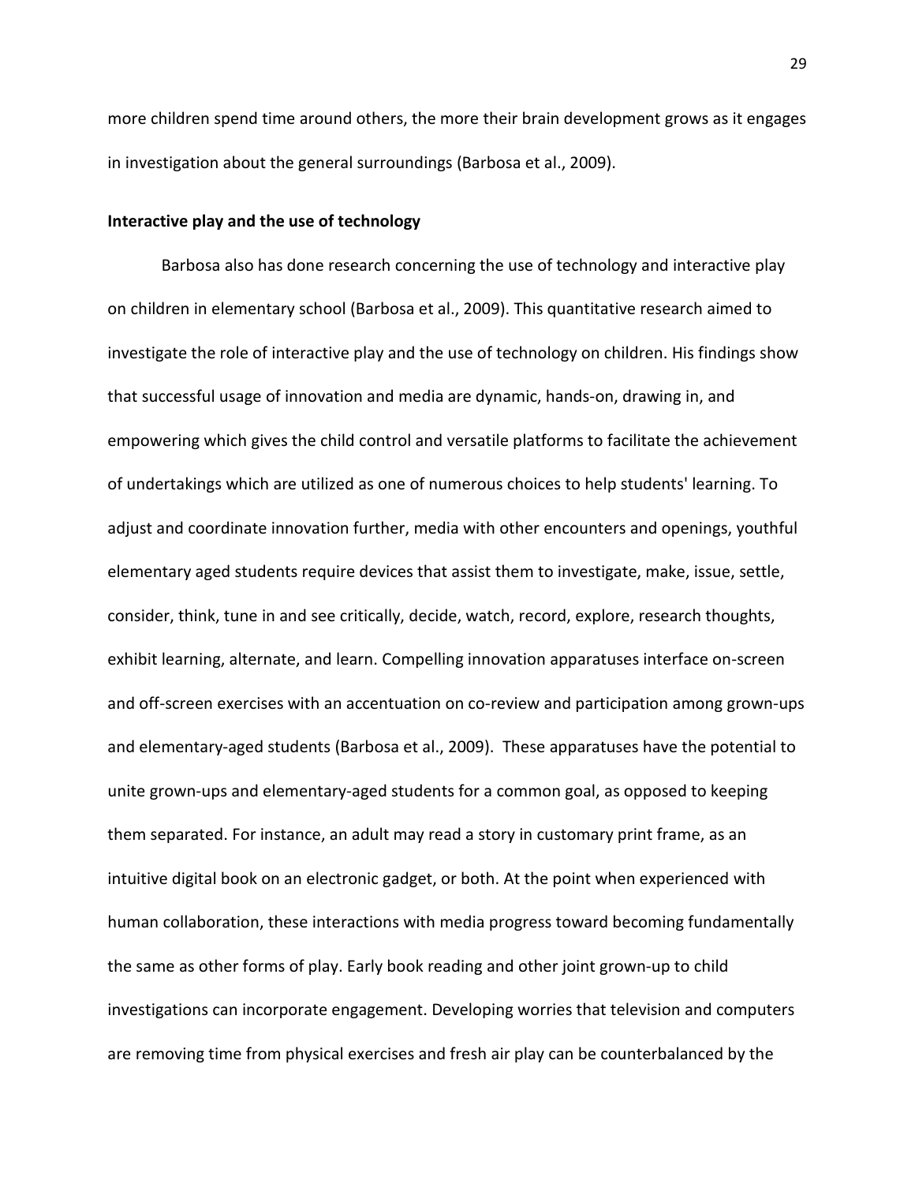more children spend time around others, the more their brain development grows as it engages in investigation about the general surroundings (Barbosa et al., 2009).

**Interactive play and the use of technology**

Barbosa also has done research concerning the use of technology and interactive play on children in elementary school (Barbosa et al., 2009). This quantitative research aimed to investigate the role of interactive play and the use of technology on children. His findings show that successful usage of innovation and media are dynamic, hands-on, drawing in, and empowering which gives the child control and versatile platforms to facilitate the achievement of undertakings which are utilized as one of numerous choices to help students' learning. To adjust and coordinate innovation further, media with other encounters and openings, youthful elementary aged students require devices that assist them to investigate, make, issue, settle, consider, think, tune in and see critically, decide, watch, record, explore, research thoughts, exhibit learning, alternate, and learn. Compelling innovation apparatuses interface on-screen and off-screen exercises with an accentuation on co-review and participation among grown-ups and elementary-aged students (Barbosa et al., 2009). These apparatuses have the potential to unite grown-ups and elementary-aged students for a common goal, as opposed to keeping them separated. For instance, an adult may read a story in customary print frame, as an intuitive digital book on an electronic gadget, or both. At the point when experienced with human collaboration, these interactions with media progress toward becoming fundamentally the same as other forms of play. Early book reading and other joint grown-up to child investigations can incorporate engagement. Developing worries that television and computers are removing time from physical exercises and fresh air play can be counterbalanced by the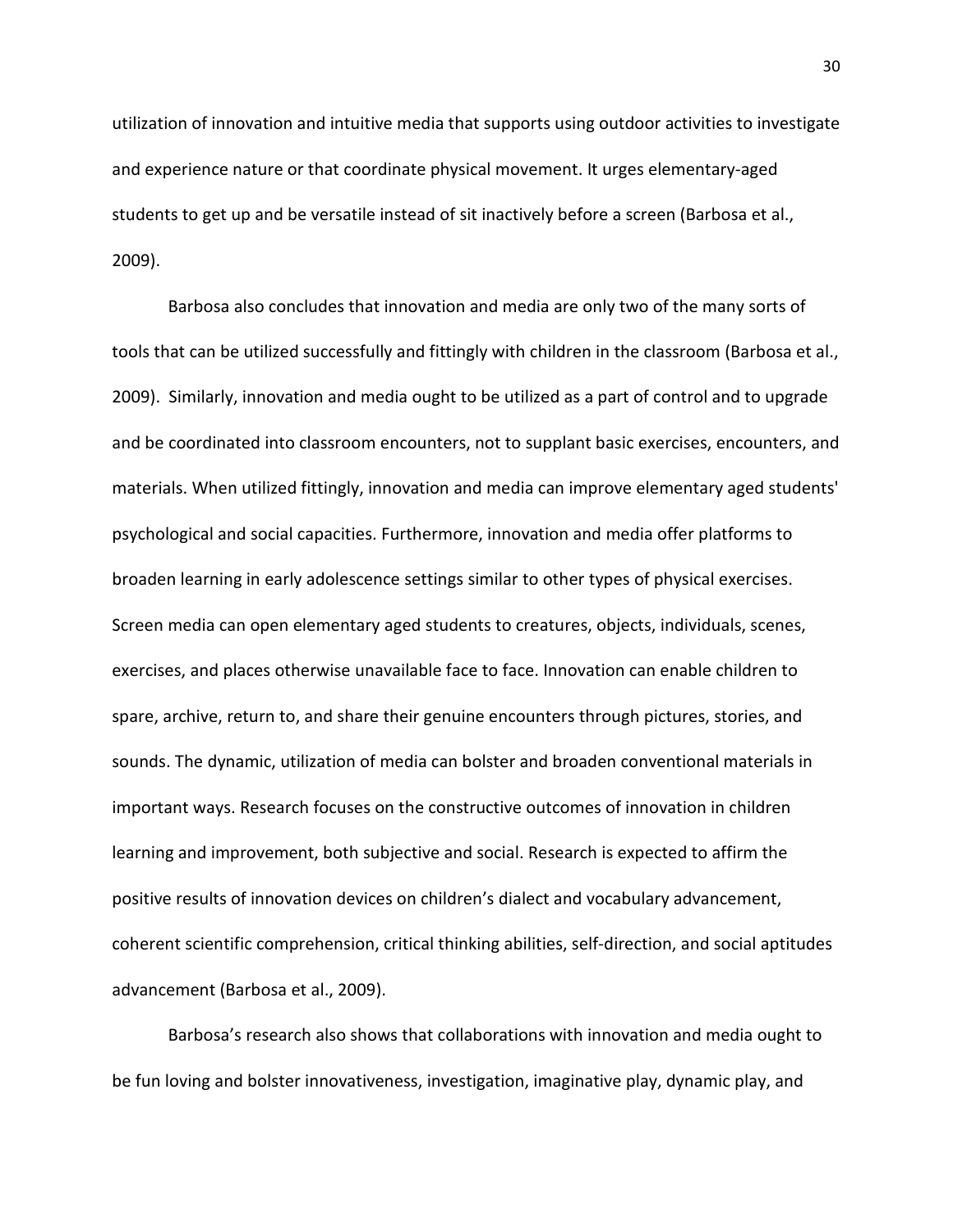utilization of innovation and intuitive media that supports using outdoor activities to investigate and experience nature or that coordinate physical movement. It urges elementary-aged students to get up and be versatile instead of sit inactively before a screen (Barbosa et al., 2009).

Barbosa also concludes that innovation and media are only two of the many sorts of tools that can be utilized successfully and fittingly with children in the classroom (Barbosa et al., 2009). Similarly, innovation and media ought to be utilized as a part of control and to upgrade and be coordinated into classroom encounters, not to supplant basic exercises, encounters, and materials. When utilized fittingly, innovation and media can improve elementary aged students' psychological and social capacities. Furthermore, innovation and media offer platforms to broaden learning in early adolescence settings similar to other types of physical exercises. Screen media can open elementary aged students to creatures, objects, individuals, scenes, exercises, and places otherwise unavailable face to face. Innovation can enable children to spare, archive, return to, and share their genuine encounters through pictures, stories, and sounds. The dynamic, utilization of media can bolster and broaden conventional materials in important ways. Research focuses on the constructive outcomes of innovation in children learning and improvement, both subjective and social. Research is expected to affirm the positive results of innovation devices on children's dialect and vocabulary advancement, coherent scientific comprehension, critical thinking abilities, self-direction, and social aptitudes advancement (Barbosa et al., 2009).

Barbosa's research also shows that collaborations with innovation and media ought to be fun loving and bolster innovativeness, investigation, imaginative play, dynamic play, and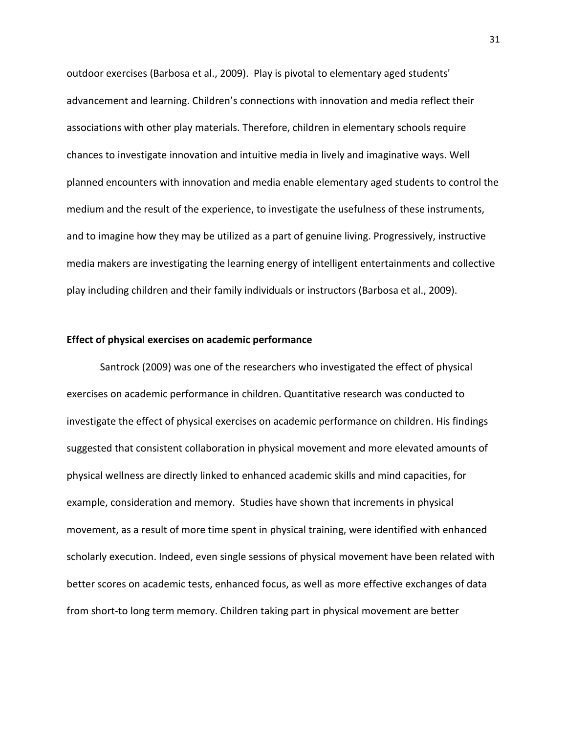outdoor exercises (Barbosa et al., 2009). Play is pivotal to elementary aged students' advancement and learning. Children's connections with innovation and media reflect their associations with other play materials. Therefore, children in elementary schools require chances to investigate innovation and intuitive media in lively and imaginative ways. Well planned encounters with innovation and media enable elementary aged students to control the medium and the result of the experience, to investigate the usefulness of these instruments, and to imagine how they may be utilized as a part of genuine living. Progressively, instructive media makers are investigating the learning energy of intelligent entertainments and collective play including children and their family individuals or instructors (Barbosa et al., 2009).

**Effect of physical exercises on academic performance**

Santrock (2009) was one of the researchers who investigated the effect of physical exercises on academic performance in children. Quantitative research was conducted to investigate the effect of physical exercises on academic performance on children. His findings suggested that consistent collaboration in physical movement and more elevated amounts of physical wellness are directly linked to enhanced academic skills and mind capacities, for example, consideration and memory. Studies have shown that increments in physical movement, as a result of more time spent in physical training, were identified with enhanced scholarly execution. Indeed, even single sessions of physical movement have been related with better scores on academic tests, enhanced focus, as well as more effective exchanges of data from short-to long term memory. Children taking part in physical movement are better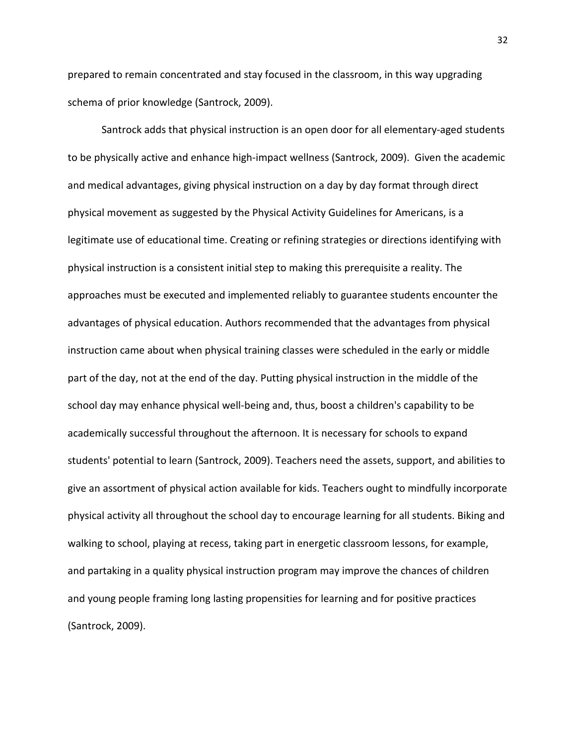prepared to remain concentrated and stay focused in the classroom, in this way upgrading schema of prior knowledge (Santrock, 2009).

Santrock adds that physical instruction is an open door for all elementary-aged students to be physically active and enhance high-impact wellness (Santrock, 2009). Given the academic and medical advantages, giving physical instruction on a day by day format through direct physical movement as suggested by the Physical Activity Guidelines for Americans, is a legitimate use of educational time. Creating or refining strategies or directions identifying with physical instruction is a consistent initial step to making this prerequisite a reality. The approaches must be executed and implemented reliably to guarantee students encounter the advantages of physical education. Authors recommended that the advantages from physical instruction came about when physical training classes were scheduled in the early or middle part of the day, not at the end of the day. Putting physical instruction in the middle of the school day may enhance physical well-being and, thus, boost a children's capability to be academically successful throughout the afternoon. It is necessary for schools to expand students' potential to learn (Santrock, 2009). Teachers need the assets, support, and abilities to give an assortment of physical action available for kids. Teachers ought to mindfully incorporate physical activity all throughout the school day to encourage learning for all students. Biking and walking to school, playing at recess, taking part in energetic classroom lessons, for example, and partaking in a quality physical instruction program may improve the chances of children and young people framing long lasting propensities for learning and for positive practices (Santrock, 2009).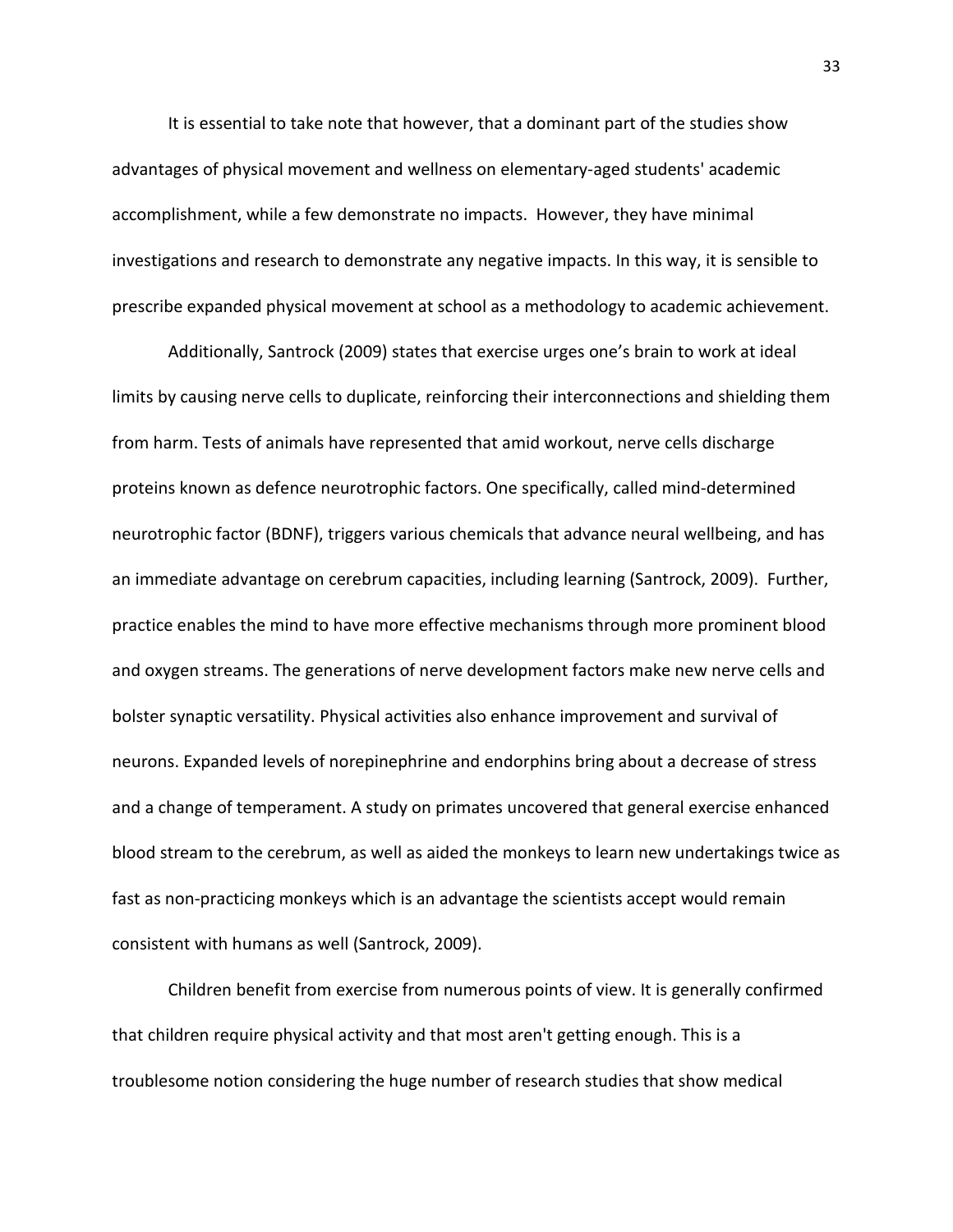It is essential to take note that however, that a dominant part of the studies show advantages of physical movement and wellness on elementary-aged students' academic accomplishment, while a few demonstrate no impacts. However, they have minimal investigations and research to demonstrate any negative impacts. In this way, it is sensible to prescribe expanded physical movement at school as a methodology to academic achievement.

Additionally, Santrock (2009) states that exercise urges one's brain to work at ideal limits by causing nerve cells to duplicate, reinforcing their interconnections and shielding them from harm. Tests of animals have represented that amid workout, nerve cells discharge proteins known as defence neurotrophic factors. One specifically, called mind-determined neurotrophic factor (BDNF), triggers various chemicals that advance neural wellbeing, and has an immediate advantage on cerebrum capacities, including learning (Santrock, 2009). Further, practice enables the mind to have more effective mechanisms through more prominent blood and oxygen streams. The generations of nerve development factors make new nerve cells and bolster synaptic versatility. Physical activities also enhance improvement and survival of neurons. Expanded levels of norepinephrine and endorphins bring about a decrease of stress and a change of temperament. A study on primates uncovered that general exercise enhanced blood stream to the cerebrum, as well as aided the monkeys to learn new undertakings twice as fast as non-practicing monkeys which is an advantage the scientists accept would remain consistent with humans as well (Santrock, 2009).

Children benefit from exercise from numerous points of view. It is generally confirmed that children require physical activity and that most aren't getting enough. This is a troublesome notion considering the huge number of research studies that show medical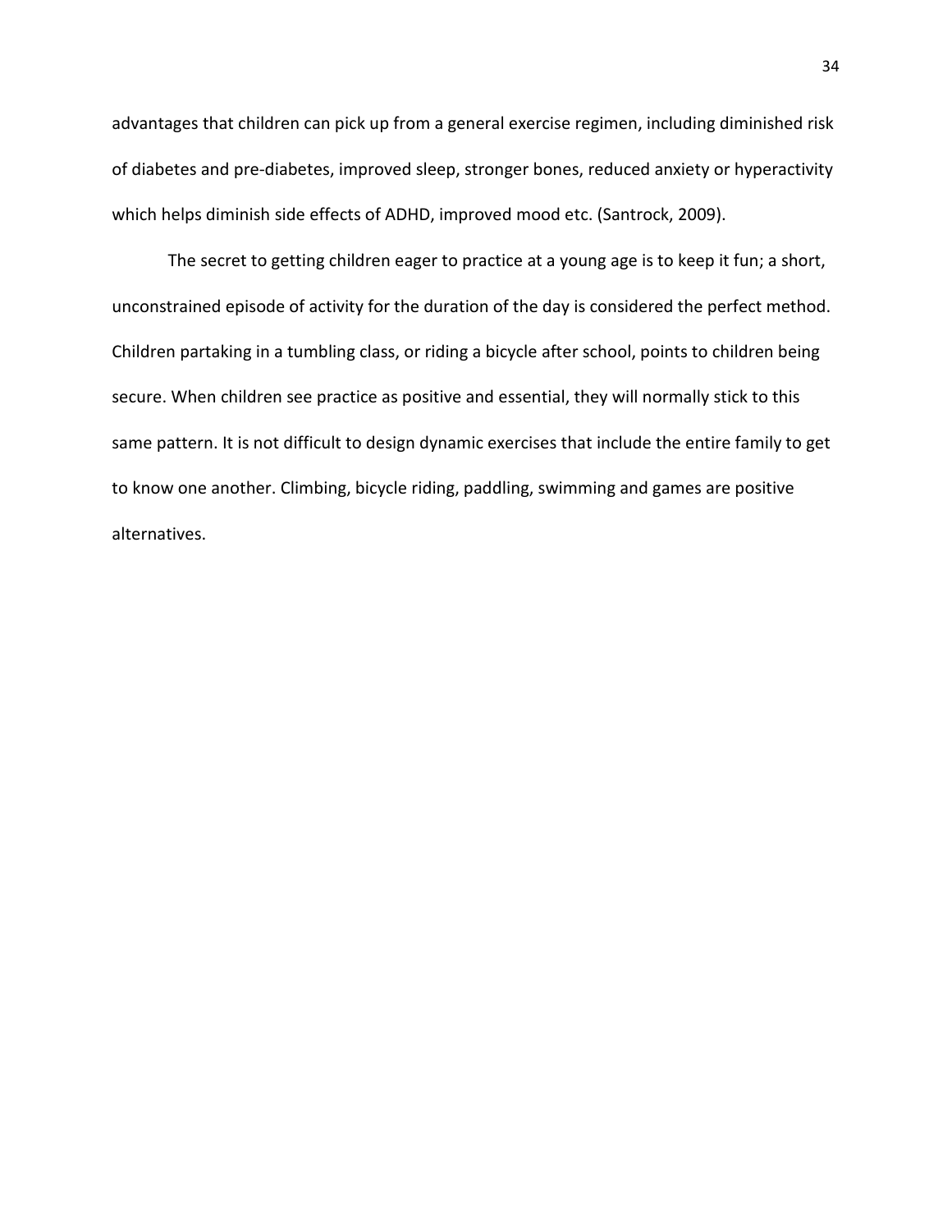advantages that children can pick up from a general exercise regimen, including diminished risk of diabetes and pre-diabetes, improved sleep, stronger bones, reduced anxiety or hyperactivity which helps diminish side effects of ADHD, improved mood etc. (Santrock, 2009).

The secret to getting children eager to practice at a young age is to keep it fun; a short, unconstrained episode of activity for the duration of the day is considered the perfect method. Children partaking in a tumbling class, or riding a bicycle after school, points to children being secure. When children see practice as positive and essential, they will normally stick to this same pattern. It is not difficult to design dynamic exercises that include the entire family to get to know one another. Climbing, bicycle riding, paddling, swimming and games are positive alternatives.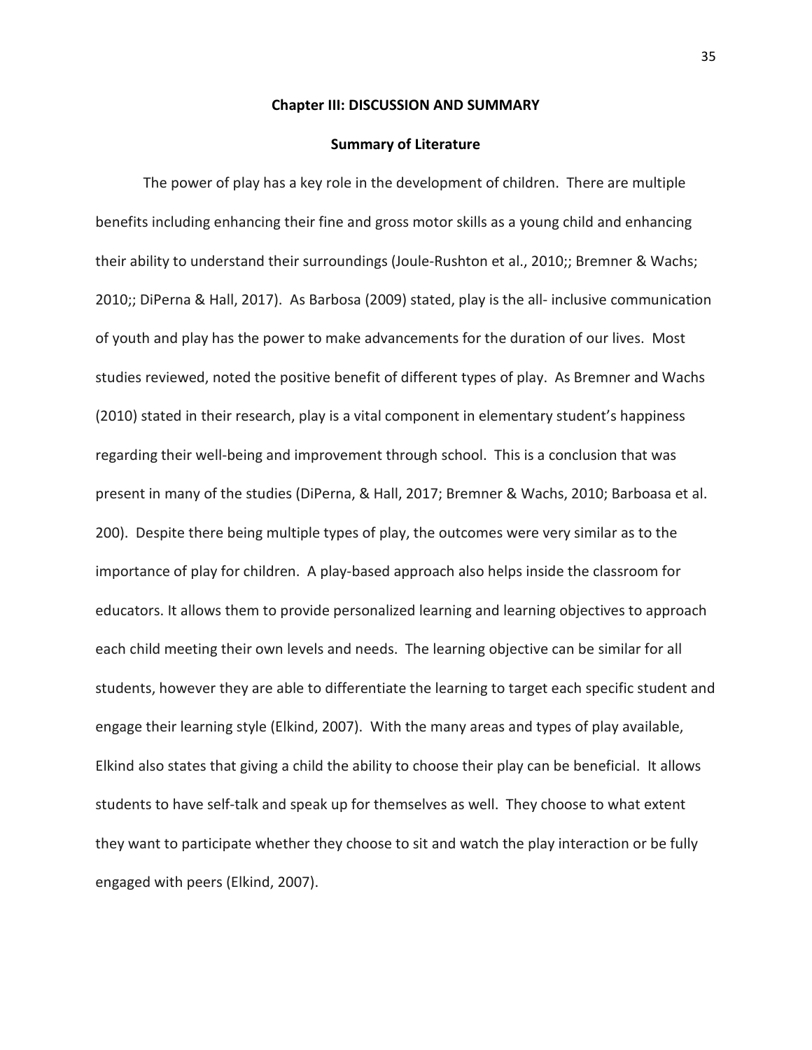## Chapter III: DISCUSSION AND SUMMARY

### Summary of Literature

The power of play has a key role in the development of children. There are multiple benefits including enhancing their fine and gross motor skills as a young child and enhancing their ability to understand their surroundings (Joule-Rushton et al., 2010;; Bremner & Wachs; 2010;; DiPerna & Hall, 2017). As Barbosa (2009) stated, play is the all- inclusive communication of youth and play has the power to make advancements for the duration of our lives. Most studies reviewed, noted the positive benefit of different types of play. As Bremner and Wachs (2010) stated in their research, play is a vital component in elementary student's happiness regarding their well-being and improvement through school. This is a conclusion that was present in many of the studies (DiPerna, & Hall, 2017; Bremner & Wachs, 2010; Barboasa et al. 200). Despite there being multiple types of play, the outcomes were very similar as to the importance of play for children. A play-based approach also helps inside the classroom for educators. It allows them to provide personalized learning and learning objectives to approach each child meeting their own levels and needs. The learning objective can be similar for all students, however they are able to differentiate the learning to target each specific student and engage their learning style (Elkind, 2007). With the many areas and types of play available, Elkind also states that giving a child the ability to choose their play can be beneficial. It allows students to have self-talk and speak up for themselves as well. They choose to what extent they want to participate whether they choose to sit and watch the play interaction or be fully engaged with peers (Elkind, 2007).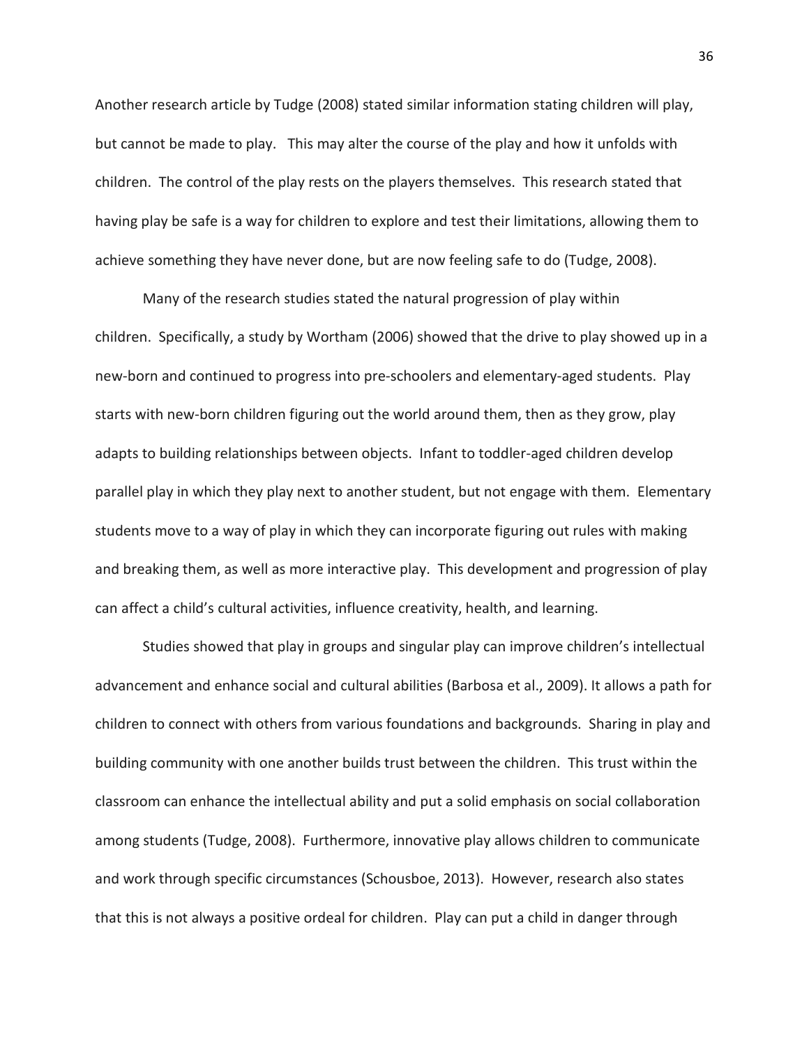Another research article by Tudge (2008) stated similar information stating children will play, but cannot be made to play. This may alter the course of the play and how it unfolds with children. The control of the play rests on the players themselves. This research stated that having play be safe is a way for children to explore and test their limitations, allowing them to achieve something they have never done, but are now feeling safe to do (Tudge, 2008).

Many of the research studies stated the natural progression of play within children. Specifically, a study by Wortham (2006) showed that the drive to play showed up in a new-born and continued to progress into pre-schoolers and elementary-aged students. Play starts with new-born children figuring out the world around them, then as they grow, play adapts to building relationships between objects. Infant to toddler-aged children develop parallel play in which they play next to another student, but not engage with them. Elementary students move to a way of play in which they can incorporate figuring out rules with making and breaking them, as well as more interactive play. This development and progression of play can affect a child's cultural activities, influence creativity, health, and learning.

Studies showed that play in groups and singular play can improve children's intellectual advancement and enhance social and cultural abilities (Barbosa et al., 2009). It allows a path for children to connect with others from various foundations and backgrounds. Sharing in play and building community with one another builds trust between the children. This trust within the classroom can enhance the intellectual ability and put a solid emphasis on social collaboration among students (Tudge, 2008). Furthermore, innovative play allows children to communicate and work through specific circumstances (Schousboe, 2013). However, research also states that this is not always a positive ordeal for children. Play can put a child in danger through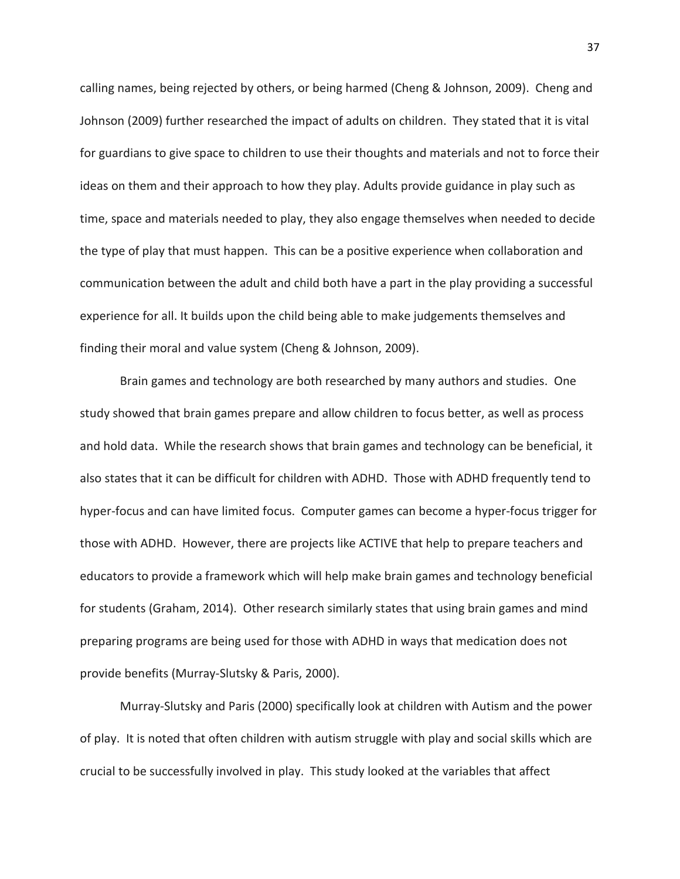calling names, being rejected by others, or being harmed (Cheng & Johnson, 2009). Cheng and Johnson (2009) further researched the impact of adults on children. They stated that it is vital for guardians to give space to children to use their thoughts and materials and not to force their ideas on them and their approach to how they play. Adults provide guidance in play such as time, space and materials needed to play, they also engage themselves when needed to decide the type of play that must happen. This can be a positive experience when collaboration and communication between the adult and child both have a part in the play providing a successful experience for all. It builds upon the child being able to make judgements themselves and finding their moral and value system (Cheng & Johnson, 2009).

Brain games and technology are both researched by many authors and studies. One study showed that brain games prepare and allow children to focus better, as well as process and hold data. While the research shows that brain games and technology can be beneficial, it also states that it can be difficult for children with ADHD. Those with ADHD frequently tend to hyper-focus and can have limited focus. Computer games can become a hyper-focus trigger for those with ADHD. However, there are projects like ACTIVE that help to prepare teachers and educators to provide a framework which will help make brain games and technology beneficial for students (Graham, 2014). Other research similarly states that using brain games and mind preparing programs are being used for those with ADHD in ways that medication does not provide benefits (Murray-Slutsky & Paris, 2000).

Murray-Slutsky and Paris (2000) specifically look at children with Autism and the power of play. It is noted that often children with autism struggle with play and social skills which are crucial to be successfully involved in play. This study looked at the variables that affect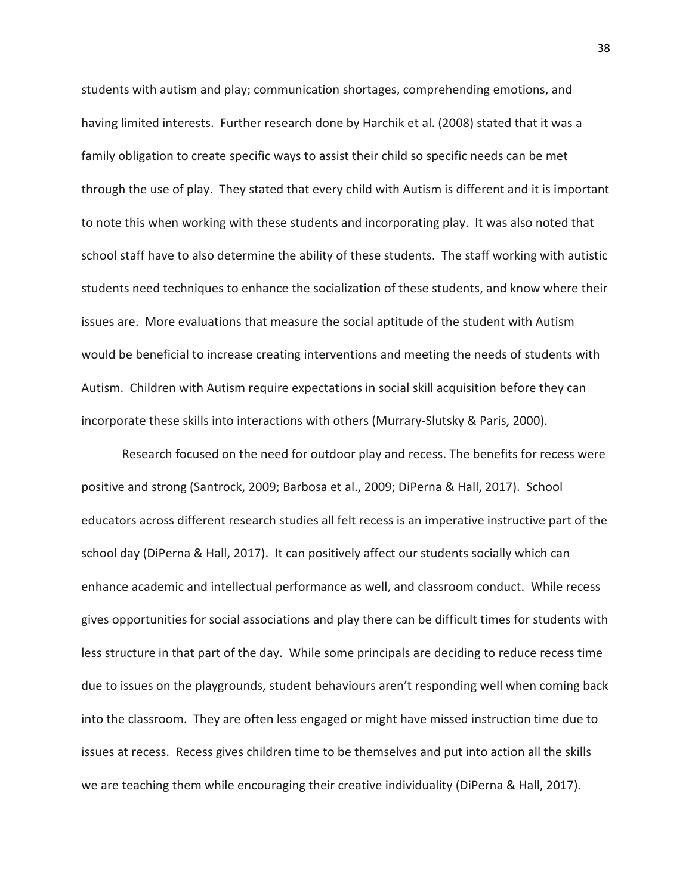students with autism and play; communication shortages, comprehending emotions, and having limited interests. Further research done by Harchik et al. (2008) stated that it was a family obligation to create specific ways to assist their child so specific needs can be met through the use of play. They stated that every child with Autism is different and it is important to note this when working with these students and incorporating play. It was also noted that school staff have to also determine the ability of these students. The staff working with autistic students need techniques to enhance the socialization of these students, and know where their issues are. More evaluations that measure the social aptitude of the student with Autism would be beneficial to increase creating interventions and meeting the needs of students with Autism. Children with Autism require expectations in social skill acquisition before they can incorporate these skills into interactions with others (Murrary-Slutsky & Paris, 2000).

Research focused on the need for outdoor play and recess. The benefits for recess were positive and strong (Santrock, 2009; Barbosa et al., 2009; DiPerna & Hall, 2017). School educators across different research studies all felt recess is an imperative instructive part of the school day (DiPerna & Hall, 2017). It can positively affect our students socially which can enhance academic and intellectual performance as well, and classroom conduct. While recess gives opportunities for social associations and play there can be difficult times for students with less structure in that part of the day. While some principals are deciding to reduce recess time due to issues on the playgrounds, student behaviours aren't responding well when coming back into the classroom. They are often less engaged or might have missed instruction time due to issues at recess. Recess gives children time to be themselves and put into action all the skills we are teaching them while encouraging their creative individuality (DiPerna & Hall, 2017).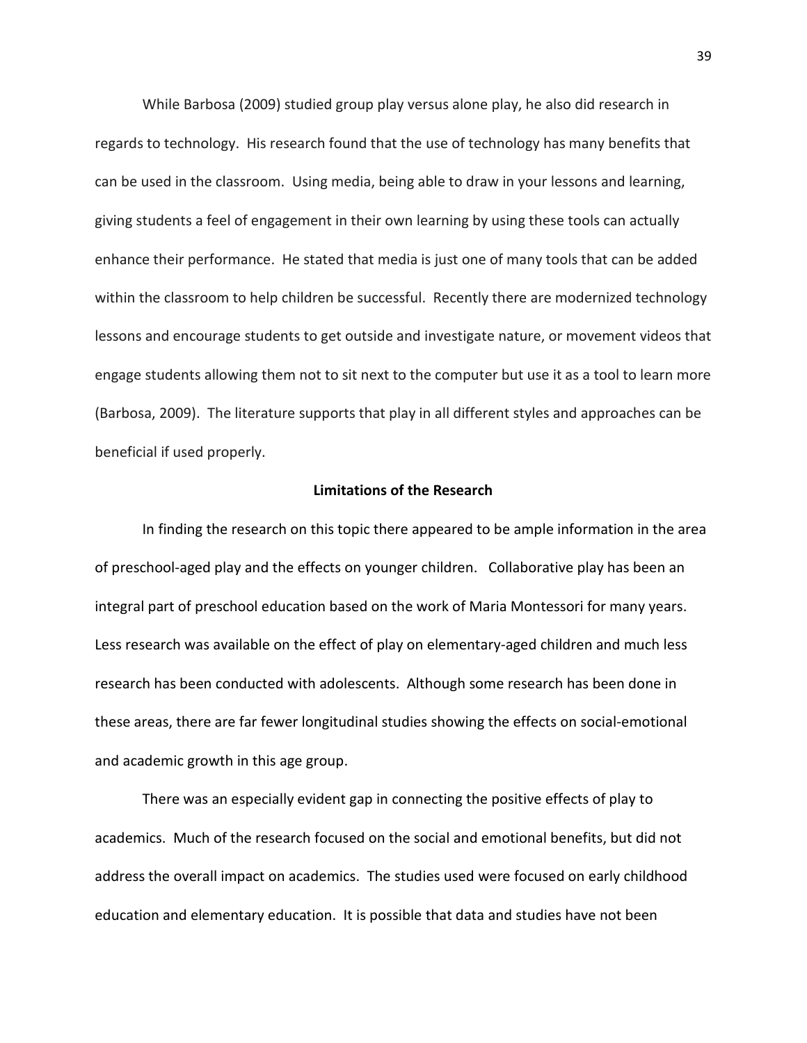While Barbosa (2009) studied group play versus alone play, he also did research in regards to technology. His research found that the use of technology has many benefits that can be used in the classroom. Using media, being able to draw in your lessons and learning, giving students a feel of engagement in their own learning by using these tools can actually enhance their performance. He stated that media is just one of many tools that can be added within the classroom to help children be successful. Recently there are modernized technology lessons and encourage students to get outside and investigate nature, or movement videos that engage students allowing them not to sit next to the computer but use it as a tool to learn more (Barbosa, 2009). The literature supports that play in all different styles and approaches can be beneficial if used properly.

## Limitations of the Research

In finding the research on this topic there appeared to be ample information in the area of preschool-aged play and the effects on younger children. Collaborative play has been an integral part of preschool education based on the work of Maria Montessori for many years. Less research was available on the effect of play on elementary-aged children and much less research has been conducted with adolescents. Although some research has been done in these areas, there are far fewer longitudinal studies showing the effects on social-emotional and academic growth in this age group.

There was an especially evident gap in connecting the positive effects of play to academics. Much of the research focused on the social and emotional benefits, but did not address the overall impact on academics. The studies used were focused on early childhood education and elementary education. It is possible that data and studies have not been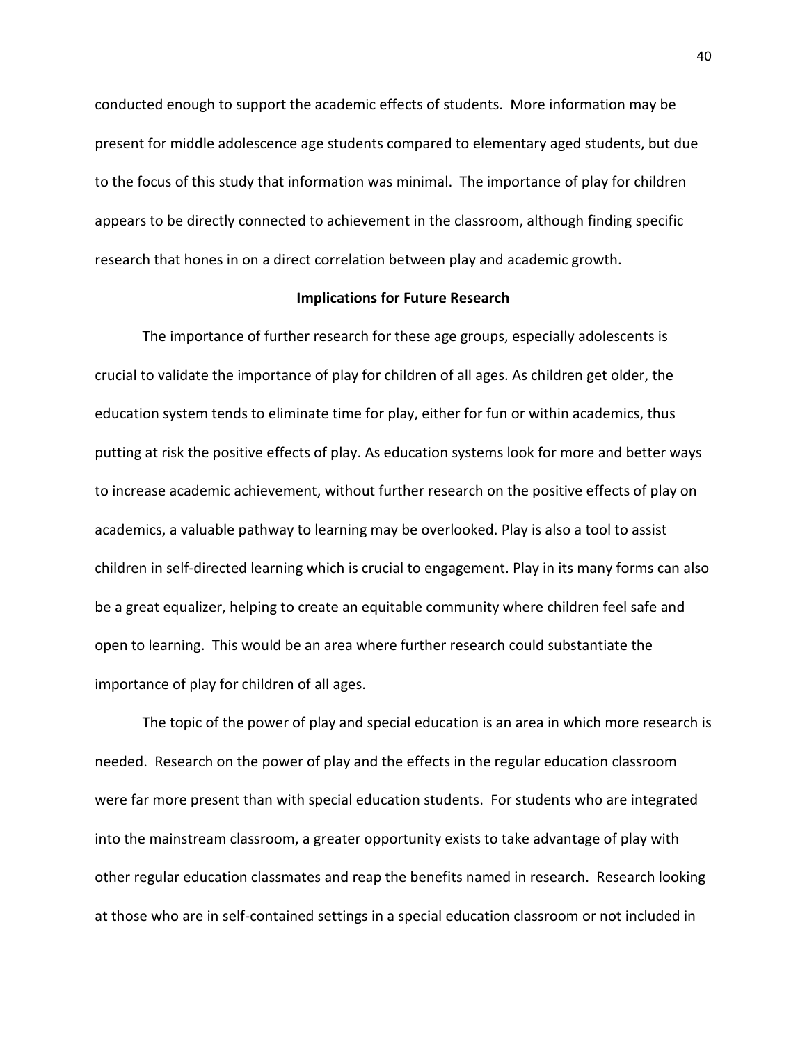conducted enough to support the academic effects of students. More information may be present for middle adolescence age students compared to elementary aged students, but due to the focus of this study that information was minimal. The importance of play for children appears to be directly connected to achievement in the classroom, although finding specific research that hones in on a direct correlation between play and academic growth.

## Implications for Future Research

The importance of further research for these age groups, especially adolescents is crucial to validate the importance of play for children of all ages. As children get older, the education system tends to eliminate time for play, either for fun or within academics, thus putting at risk the positive effects of play. As education systems look for more and better ways to increase academic achievement, without further research on the positive effects of play on academics, a valuable pathway to learning may be overlooked. Play is also a tool to assist children in self-directed learning which is crucial to engagement. Play in its many forms can also be a great equalizer, helping to create an equitable community where children feel safe and open to learning. This would be an area where further research could substantiate the importance of play for children of all ages.

The topic of the power of play and special education is an area in which more research is needed. Research on the power of play and the effects in the regular education classroom were far more present than with special education students. For students who are integrated into the mainstream classroom, a greater opportunity exists to take advantage of play with other regular education classmates and reap the benefits named in research. Research looking at those who are in self-contained settings in a special education classroom or not included in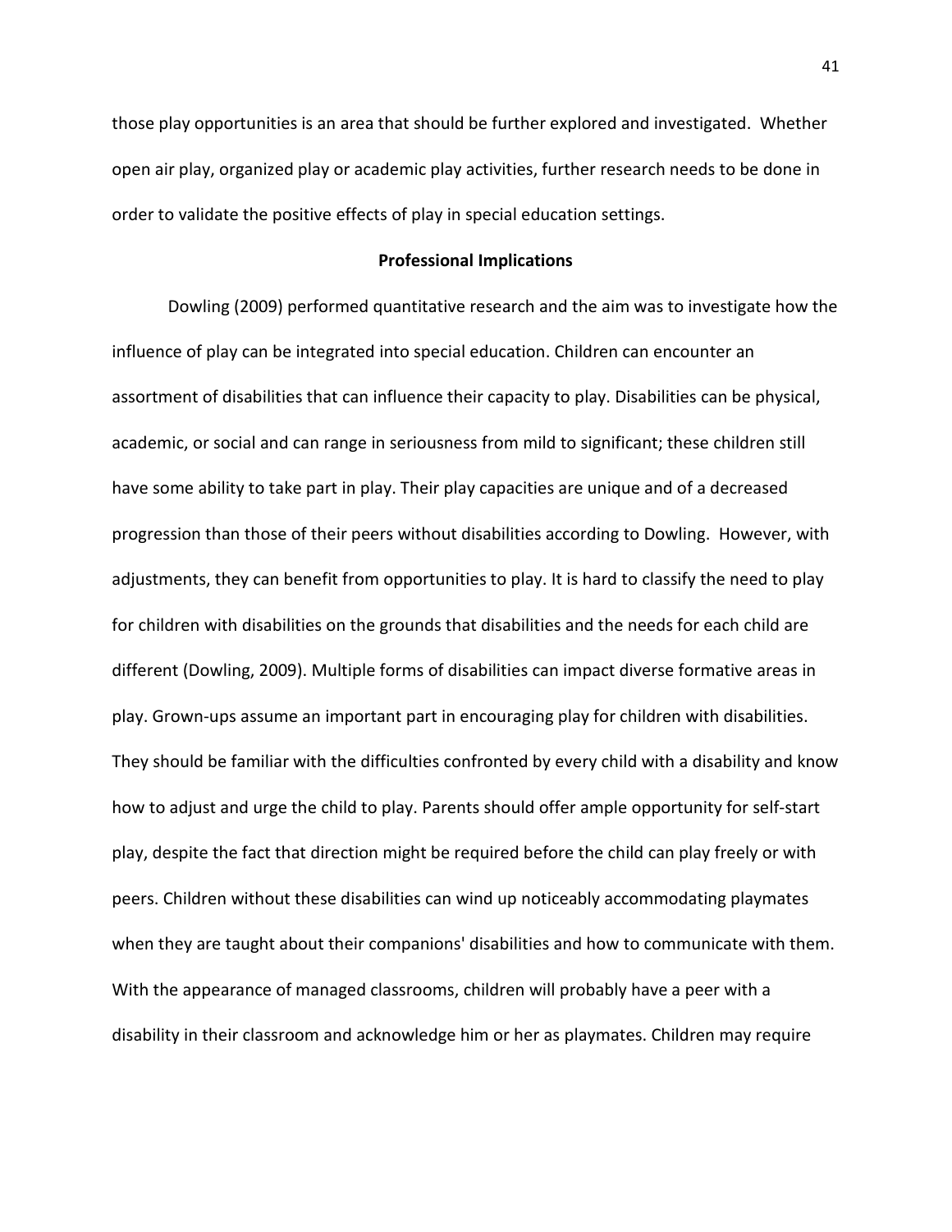those play opportunities is an area that should be further explored and investigated. Whether open air play, organized play or academic play activities, further research needs to be done in order to validate the positive effects of play in special education settings.

## Professional Implications

Dowling (2009) performed quantitative research and the aim was to investigate how the influence of play can be integrated into special education. Children can encounter an assortment of disabilities that can influence their capacity to play. Disabilities can be physical, academic, or social and can range in seriousness from mild to significant; these children still have some ability to take part in play. Their play capacities are unique and of a decreased progression than those of their peers without disabilities according to Dowling. However, with adjustments, they can benefit from opportunities to play. It is hard to classify the need to play for children with disabilities on the grounds that disabilities and the needs for each child are different (Dowling, 2009). Multiple forms of disabilities can impact diverse formative areas in play. Grown-ups assume an important part in encouraging play for children with disabilities. They should be familiar with the difficulties confronted by every child with a disability and know how to adjust and urge the child to play. Parents should offer ample opportunity for self-start play, despite the fact that direction might be required before the child can play freely or with peers. Children without these disabilities can wind up noticeably accommodating playmates when they are taught about their companions' disabilities and how to communicate with them. With the appearance of managed classrooms, children will probably have a peer with a disability in their classroom and acknowledge him or her as playmates. Children may require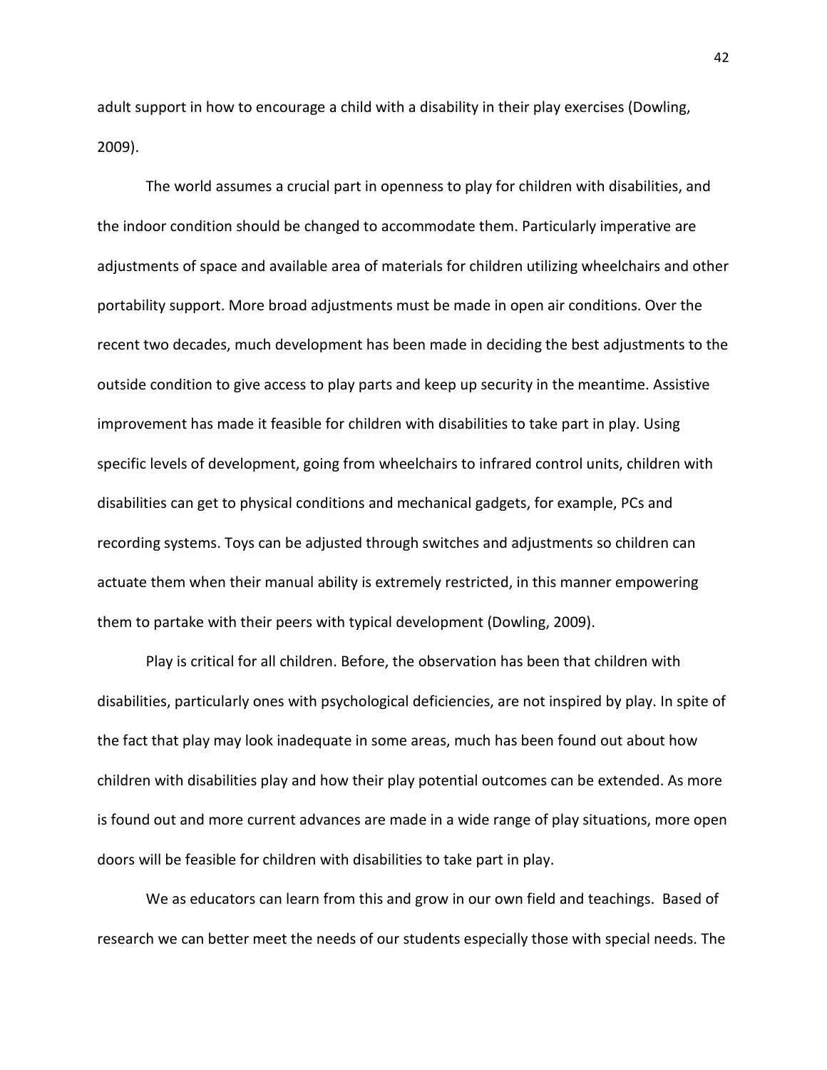adult support in how to encourage a child with a disability in their play exercises (Dowling, 2009).

The world assumes a crucial part in openness to play for children with disabilities, and the indoor condition should be changed to accommodate them. Particularly imperative are adjustments of space and available area of materials for children utilizing wheelchairs and other portability support. More broad adjustments must be made in open air conditions. Over the recent two decades, much development has been made in deciding the best adjustments to the outside condition to give access to play parts and keep up security in the meantime. Assistive improvement has made it feasible for children with disabilities to take part in play. Using specific levels of development, going from wheelchairs to infrared control units, children with disabilities can get to physical conditions and mechanical gadgets, for example, PCs and recording systems. Toys can be adjusted through switches and adjustments so children can actuate them when their manual ability is extremely restricted, in this manner empowering them to partake with their peers with typical development (Dowling, 2009).

Play is critical for all children. Before, the observation has been that children with disabilities, particularly ones with psychological deficiencies, are not inspired by play. In spite of the fact that play may look inadequate in some areas, much has been found out about how children with disabilities play and how their play potential outcomes can be extended. As more is found out and more current advances are made in a wide range of play situations, more open doors will be feasible for children with disabilities to take part in play.

We as educators can learn from this and grow in our own field and teachings. Based of research we can better meet the needs of our students especially those with special needs. The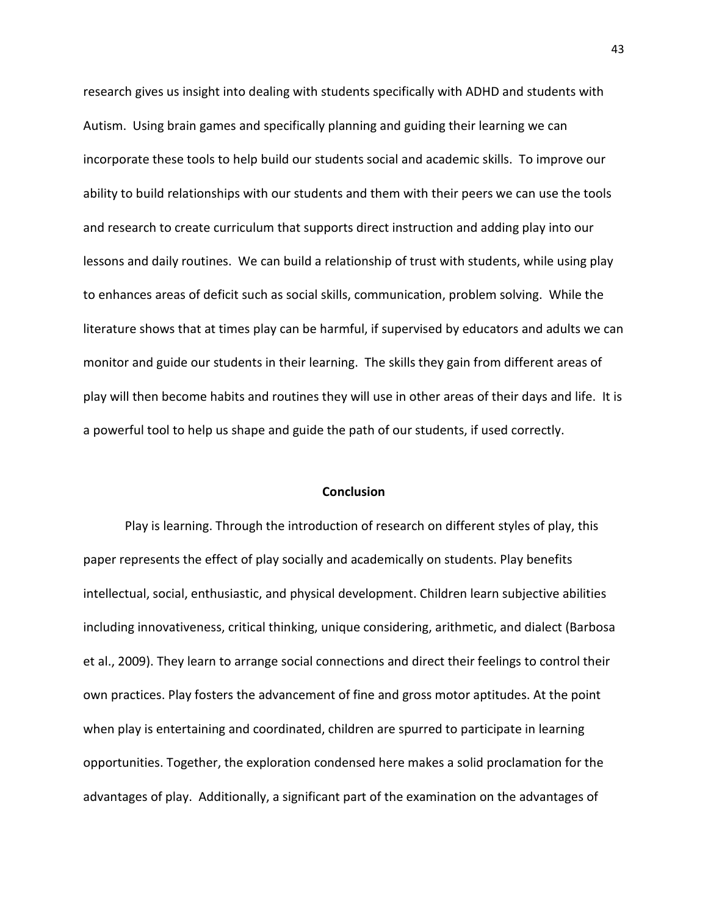research gives us insight into dealing with students specifically with ADHD and students with Autism. Using brain games and specifically planning and guiding their learning we can incorporate these tools to help build our students social and academic skills. To improve our ability to build relationships with our students and them with their peers we can use the tools and research to create curriculum that supports direct instruction and adding play into our lessons and daily routines. We can build a relationship of trust with students, while using play to enhances areas of deficit such as social skills, communication, problem solving. While the literature shows that at times play can be harmful, if supervised by educators and adults we can monitor and guide our students in their learning. The skills they gain from different areas of play will then become habits and routines they will use in other areas of their days and life. It is a powerful tool to help us shape and guide the path of our students, if used correctly.

## Conclusion

Play is learning. Through the introduction of research on different styles of play, this paper represents the effect of play socially and academically on students. Play benefits intellectual, social, enthusiastic, and physical development. Children learn subjective abilities including innovativeness, critical thinking, unique considering, arithmetic, and dialect (Barbosa et al., 2009). They learn to arrange social connections and direct their feelings to control their own practices. Play fosters the advancement of fine and gross motor aptitudes. At the point when play is entertaining and coordinated, children are spurred to participate in learning opportunities. Together, the exploration condensed here makes a solid proclamation for the advantages of play. Additionally, a significant part of the examination on the advantages of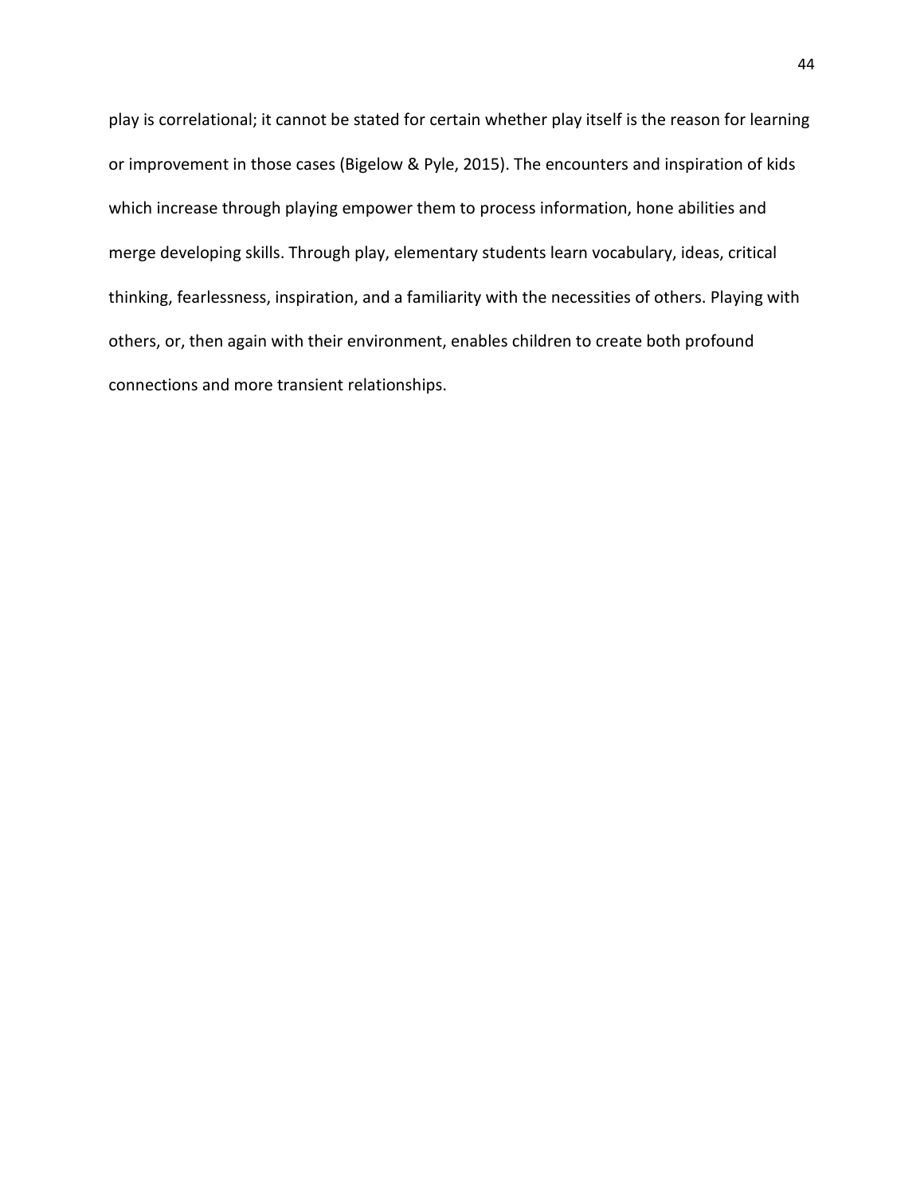play is correlational; it cannot be stated for certain whether play itself is the reason for learning or improvement in those cases (Bigelow & Pyle, 2015). The encounters and inspiration of kids which increase through playing empower them to process information, hone abilities and merge developing skills. Through play, elementary students learn vocabulary, ideas, critical thinking, fearlessness, inspiration, and a familiarity with the necessities of others. Playing with others, or, then again with their environment, enables children to create both profound connections and more transient relationships.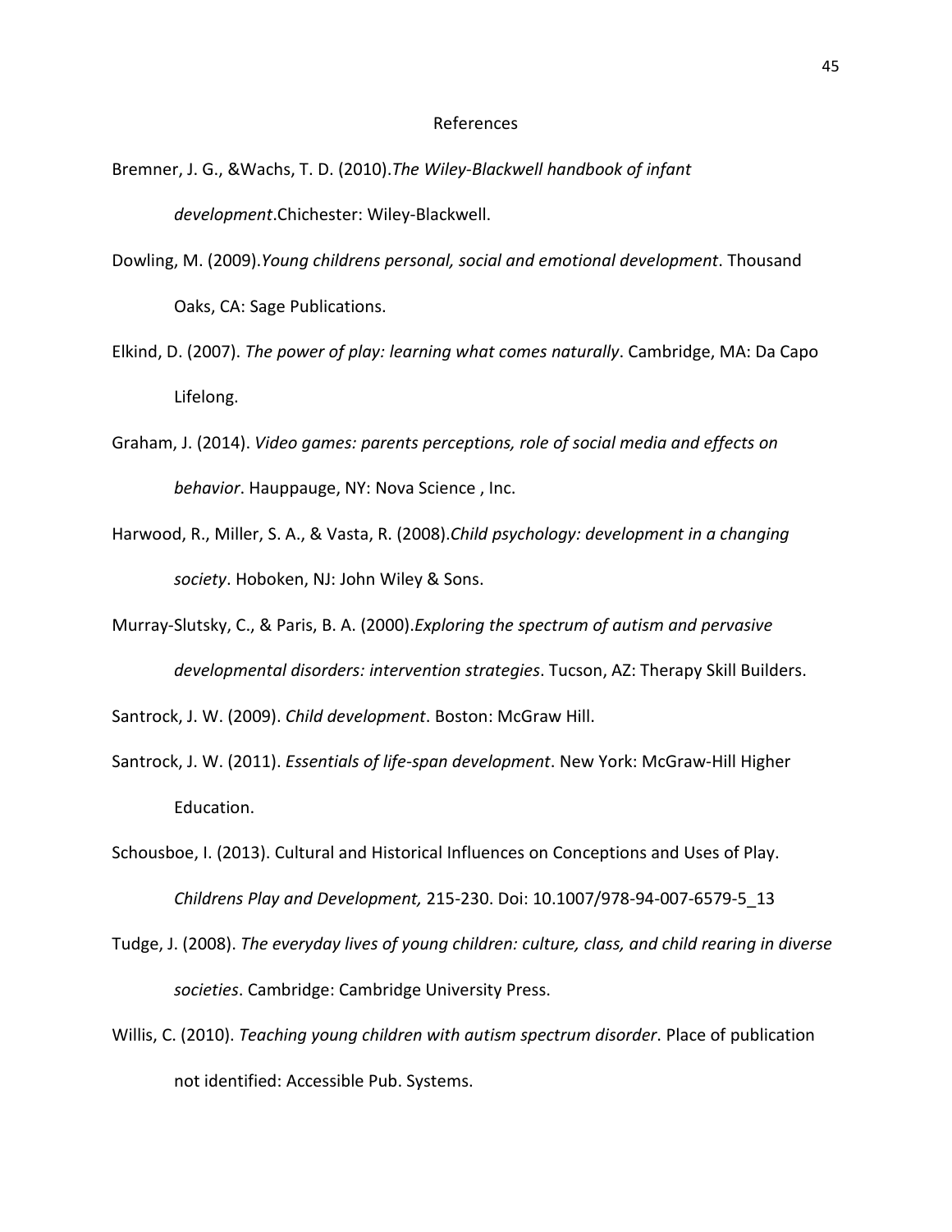# References

Bremner, J. G., &Wachs, T. D. (2010).*The Wiley-Blackwell handbook of infant development*.Chichester: Wiley-Blackwell.

Dowling, M. (2009).*Young childrens personal, social and emotional development*. Thousand Oaks, CA: Sage Publications.

Elkind, D. (2007). *The power of play: learning what comes naturally*. Cambridge, MA: Da Capo Lifelong.

Graham, J. (2014). *Video games: parents perceptions, role of social media and effects on behavior*. Hauppauge, NY: Nova Science , Inc.

Harwood, R., Miller, S. A., & Vasta, R. (2008).*Child psychology: development in a changing society*. Hoboken, NJ: John Wiley & Sons.

Murray-Slutsky, C., & Paris, B. A. (2000).*Exploring the spectrum of autism and pervasive developmental disorders: intervention strategies*. Tucson, AZ: Therapy Skill Builders.

Santrock, J. W. (2009). *Child development*. Boston: McGraw Hill.

Santrock, J. W. (2011). *Essentials of life-span development*. New York: McGraw-Hill Higher Education.

Schousboe, I. (2013). Cultural and Historical Influences on Conceptions and Uses of Play. *Childrens Play and Development,* 215-230. Doi: 10.1007/978-94-007-6579-5_13

Tudge, J. (2008). *The everyday lives of young children: culture, class, and child rearing in diverse societies*. Cambridge: Cambridge University Press.

Willis, C. (2010). *Teaching young children with autism spectrum disorder*. Place of publication not identified: Accessible Pub. Systems.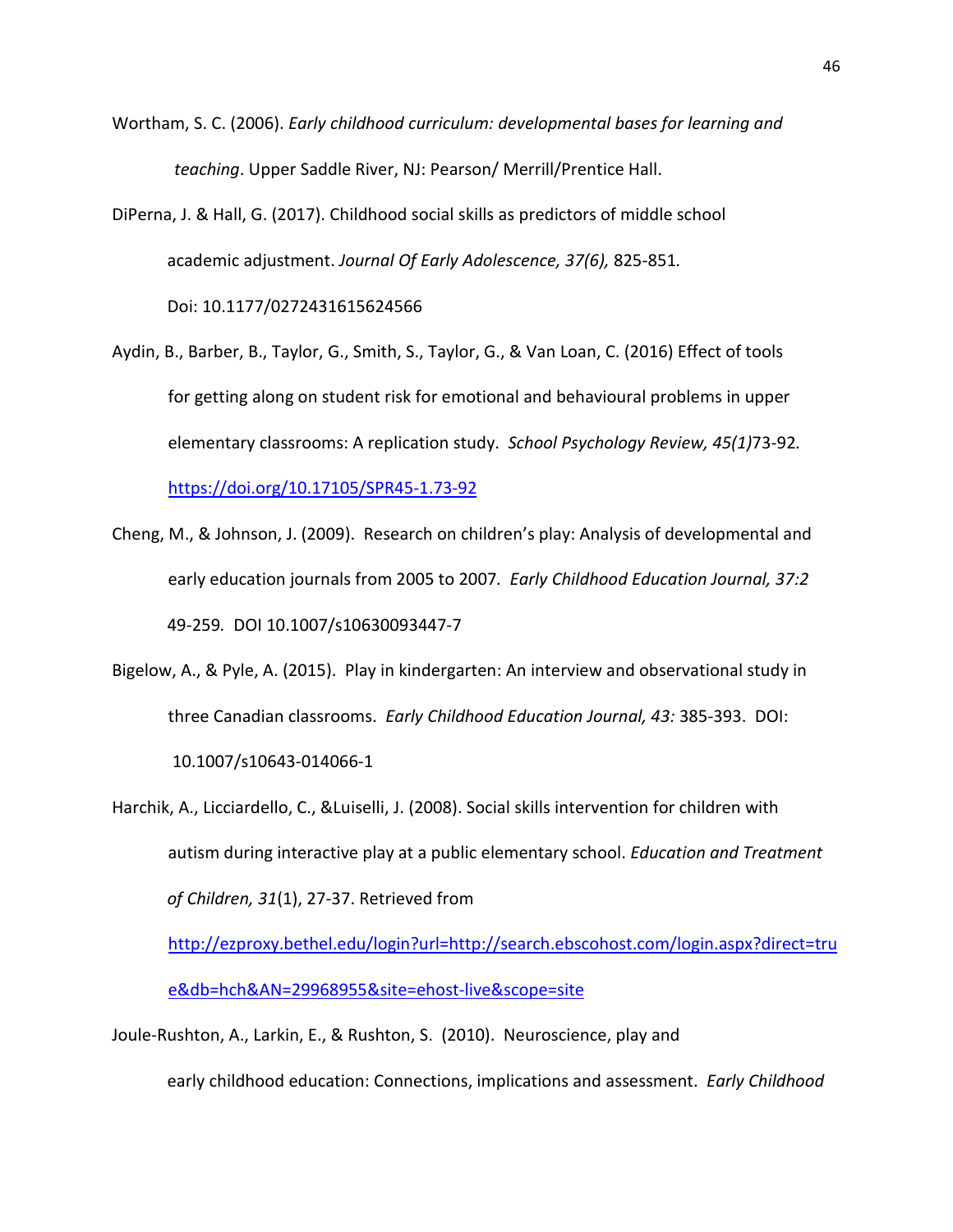Wortham, S. C. (2006). *Early childhood curriculum: developmental bases for learning and teaching*. Upper Saddle River, NJ: Pearson/ Merrill/Prentice Hall.

DiPerna, J. & Hall, G. (2017). Childhood social skills as predictors of middle school academic adjustment. *Journal Of Early Adolescence, 37(6),* 825-851. Doi: 10.1177/0272431615624566

Aydin, B., Barber, B., Taylor, G., Smith, S., Taylor, G., & Van Loan, C. (2016) Effect of tools for getting along on student risk for emotional and behavioural problems in upper elementary classrooms: A replication study. *School Psychology Review, 45(1)*73-92. https://doi.org/10.17105/SPR45-1.73-92

Cheng, M., & Johnson, J. (2009). Research on children's play: Analysis of developmental and early education journals from 2005 to 2007. *Early Childhood Education Journal, 37:2* 49-259. DOI 10.1007/s10630093447-7

Bigelow, A., & Pyle, A. (2015). Play in kindergarten: An interview and observational study in three Canadian classrooms. *Early Childhood Education Journal, 43:* 385-393. DOI: 10.1007/s10643-014066-1

Harchik, A., Licciardello, C., &Luiselli, J. (2008). Social skills intervention for children with autism during interactive play at a public elementary school. *Education and Treatment of Children, 31*(1), 27-37. Retrieved from http://ezproxy.bethel.edu/login?url=http://search.ebscohost.com/login.aspx?direct=true&db=hch&AN=29968955&site=ehost-live&scope=site

Joule-Rushton, A., Larkin, E., & Rushton, S. (2010). Neuroscience, play and early childhood education: Connections, implications and assessment. *Early Childhood*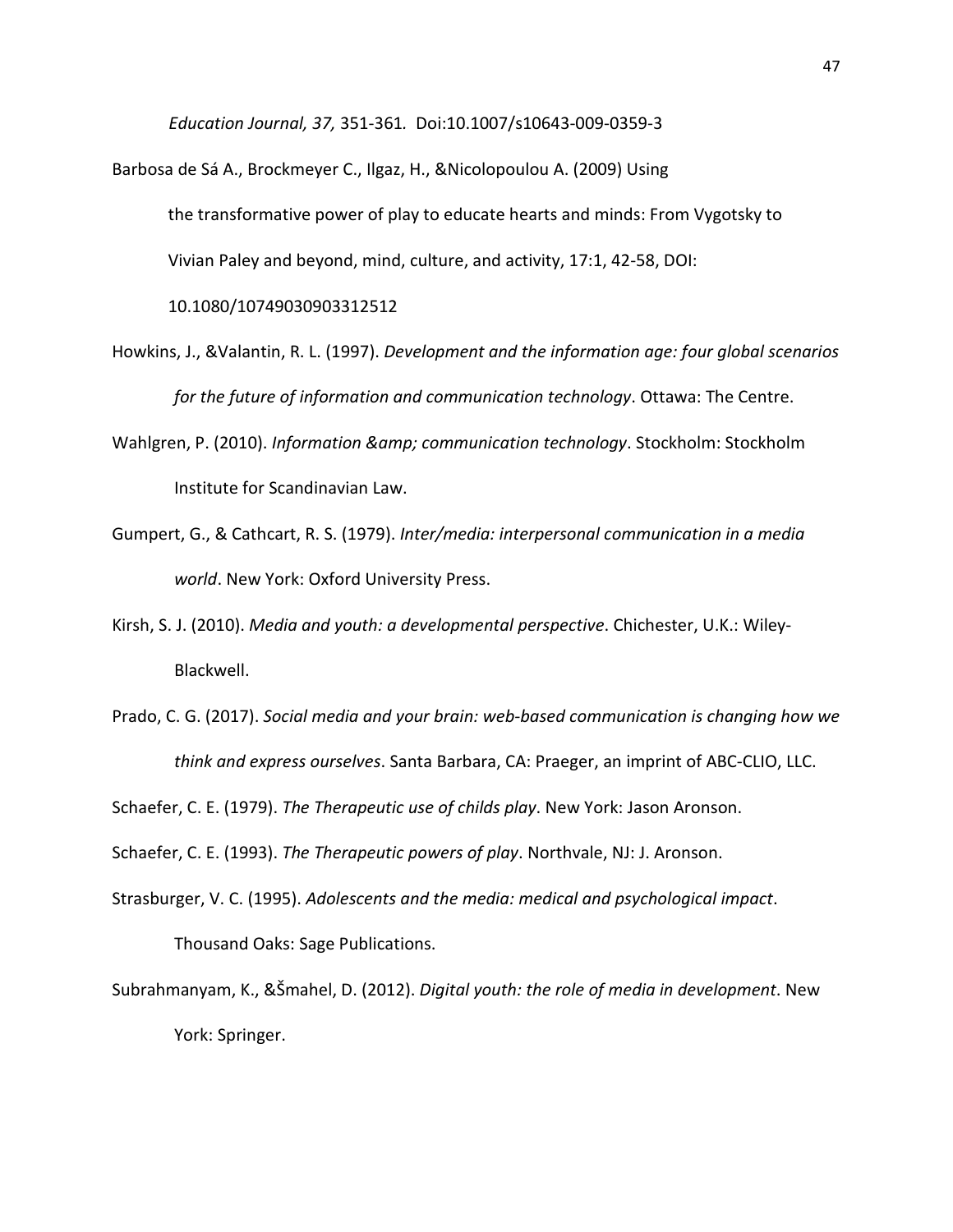*Education Journal, 37,* 351-361*.* Doi:10.1007/s10643-009-0359-3

Barbosa de Sá A., Brockmeyer C., Ilgaz, H., &Nicolopoulou A. (2009) Using the transformative power of play to educate hearts and minds: From Vygotsky to Vivian Paley and beyond, mind, culture, and activity, 17:1, 42-58, DOI: 10.1080/10749030903312512

Howkins, J., &Valantin, R. L. (1997). *Development and the information age: four global scenarios for the future of information and communication technology*. Ottawa: The Centre.

Wahlgren, P. (2010). *Information &amp; communication technology*. Stockholm: Stockholm Institute for Scandinavian Law.

Gumpert, G., & Cathcart, R. S. (1979). *Inter/media: interpersonal communication in a media world*. New York: Oxford University Press.

Kirsh, S. J. (2010). *Media and youth: a developmental perspective*. Chichester, U.K.: Wiley-Blackwell.

Prado, C. G. (2017). *Social media and your brain: web-based communication is changing how we think and express ourselves*. Santa Barbara, CA: Praeger, an imprint of ABC-CLIO, LLC.

Schaefer, C. E. (1979). *The Therapeutic use of childs play*. New York: Jason Aronson.

Schaefer, C. E. (1993). *The Therapeutic powers of play*. Northvale, NJ: J. Aronson.

Strasburger, V. C. (1995). *Adolescents and the media: medical and psychological impact*. Thousand Oaks: Sage Publications.

Subrahmanyam, K., &Šmahel, D. (2012). *Digital youth: the role of media in development*. New York: Springer.